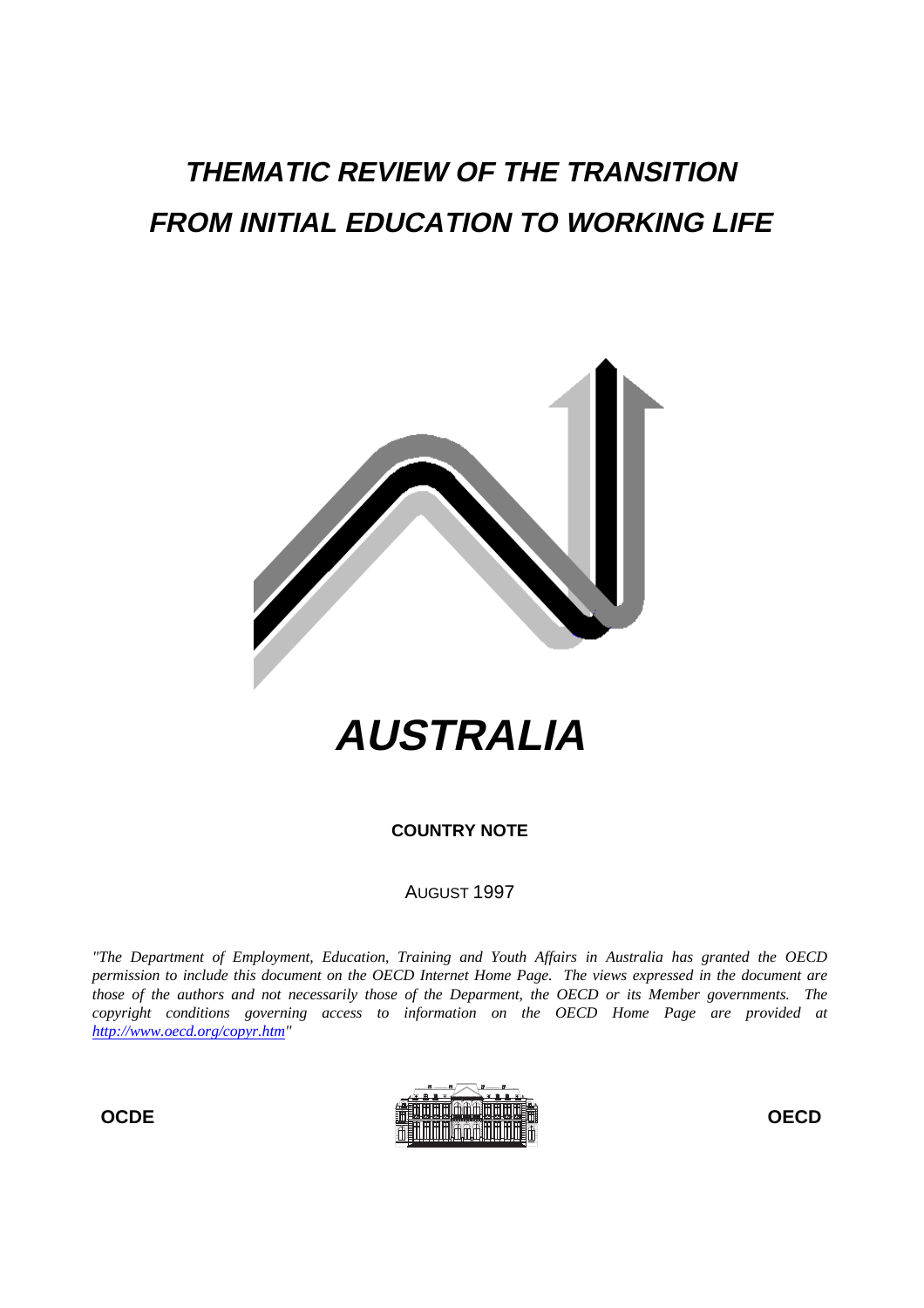# *THEMATIC REVIEW OF THE TRANSITION FROM INITIAL EDUCATION TO WORKING LIFE*

# *AUSTRALIA*

**COUNTRY NOTE**

AUGUST 1997

*"The Department of Employment, Education, Training and Youth Affairs in Australia has granted the OECD permission to include this document on the OECD Internet Home Page. The views expressed in the document are those of the authors and not necessarily those of the Deparment, the OECD or its Member governments. The copyright conditions governing access to information on the OECD Home Page are provided at [http://www.oecd.org/copyr.htm](http://www.oecd.org/copyr.htm)"*

**OCDE** **OECD**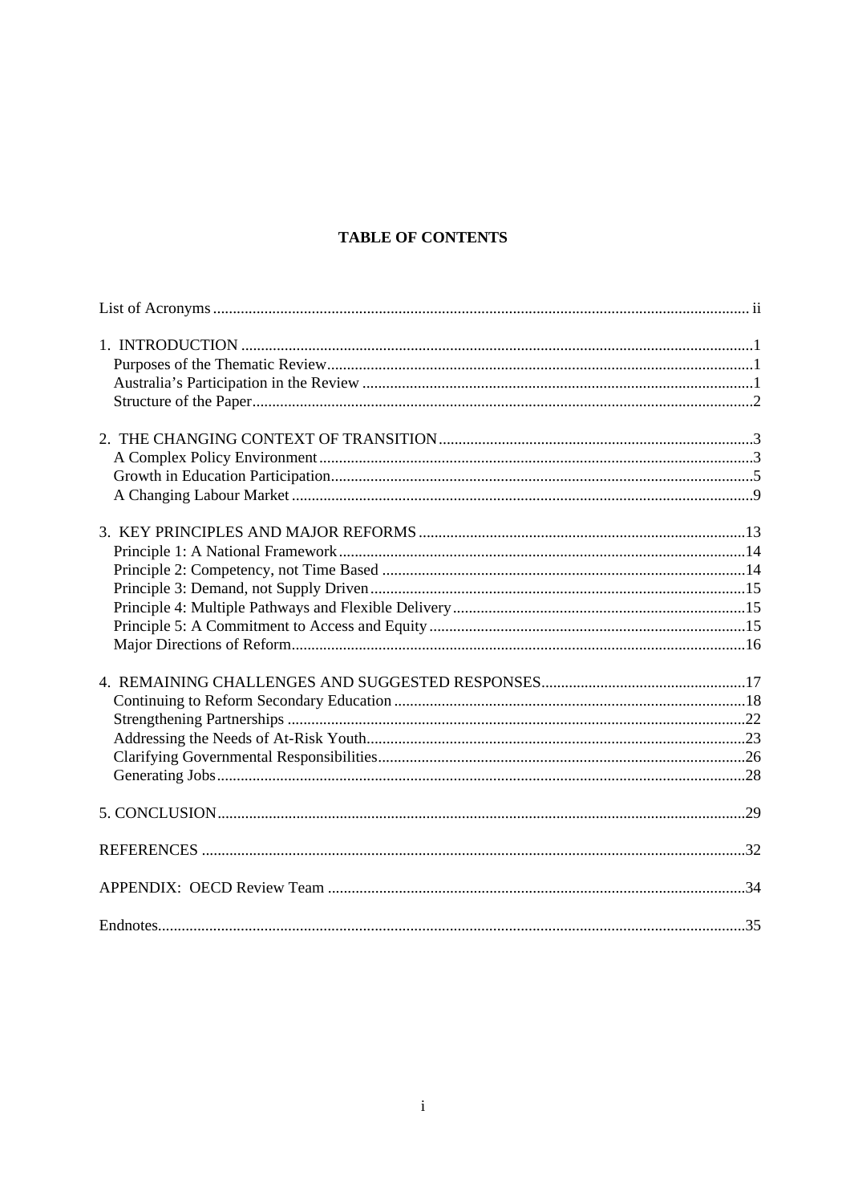# TABLE OF CONTENTS

List of Acronyms ........................................................ ii

1. INTRODUCTION ........................................................ 1
   - Purposes of the Thematic Review ........................................................ 1
   - Australia's Participation in the Review ........................................................ 1
   - Structure of the Paper ........................................................ 2

2. THE CHANGING CONTEXT OF TRANSITION ........................................................ 3
   - A Complex Policy Environment ........................................................ 3
   - Growth in Education Participation ........................................................ 5
   - A Changing Labour Market ........................................................ 9

3. KEY PRINCIPLES AND MAJOR REFORMS ........................................................ 13
   - Principle 1: A National Framework ........................................................ 14
   - Principle 2: Competency, not Time Based ........................................................ 14
   - Principle 3: Demand, not Supply Driven ........................................................ 15
   - Principle 4: Multiple Pathways and Flexible Delivery ........................................................ 15
   - Principle 5: A Commitment to Access and Equity ........................................................ 15
   - Major Directions of Reform ........................................................ 16

4. REMAINING CHALLENGES AND SUGGESTED RESPONSES ........................................................ 17
   - Continuing to Reform Secondary Education ........................................................ 18
   - Strengthening Partnerships ........................................................ 22
   - Addressing the Needs of At-Risk Youth ........................................................ 23
   - Clarifying Governmental Responsibilities ........................................................ 26
   - Generating Jobs ........................................................ 28

5. CONCLUSION ........................................................ 29

REFERENCES ........................................................ 32

APPENDIX: OECD Review Team ........................................................ 34

Endnotes ........................................................ 35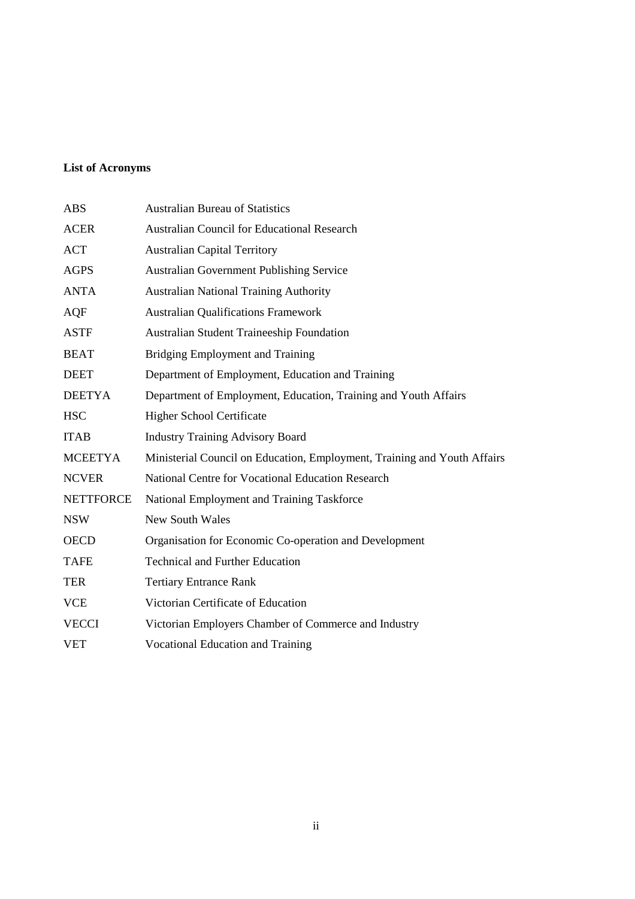**List of Acronyms**

| | |
|---|---|
| ABS | Australian Bureau of Statistics |
| ACER | Australian Council for Educational Research |
| ACT | Australian Capital Territory |
| AGPS | Australian Government Publishing Service |
| ANTA | Australian National Training Authority |
| AQF | Australian Qualifications Framework |
| ASTF | Australian Student Traineeship Foundation |
| BEAT | Bridging Employment and Training |
| DEET | Department of Employment, Education and Training |
| DEETYA | Department of Employment, Education, Training and Youth Affairs |
| HSC | Higher School Certificate |
| ITAB | Industry Training Advisory Board |
| MCEETYA | Ministerial Council on Education, Employment, Training and Youth Affairs |
| NCVER | National Centre for Vocational Education Research |
| NETTFORCE | National Employment and Training Taskforce |
| NSW | New South Wales |
| OECD | Organisation for Economic Co-operation and Development |
| TAFE | Technical and Further Education |
| TER | Tertiary Entrance Rank |
| VCE | Victorian Certificate of Education |
| VECCI | Victorian Employers Chamber of Commerce and Industry |
| VET | Vocational Education and Training |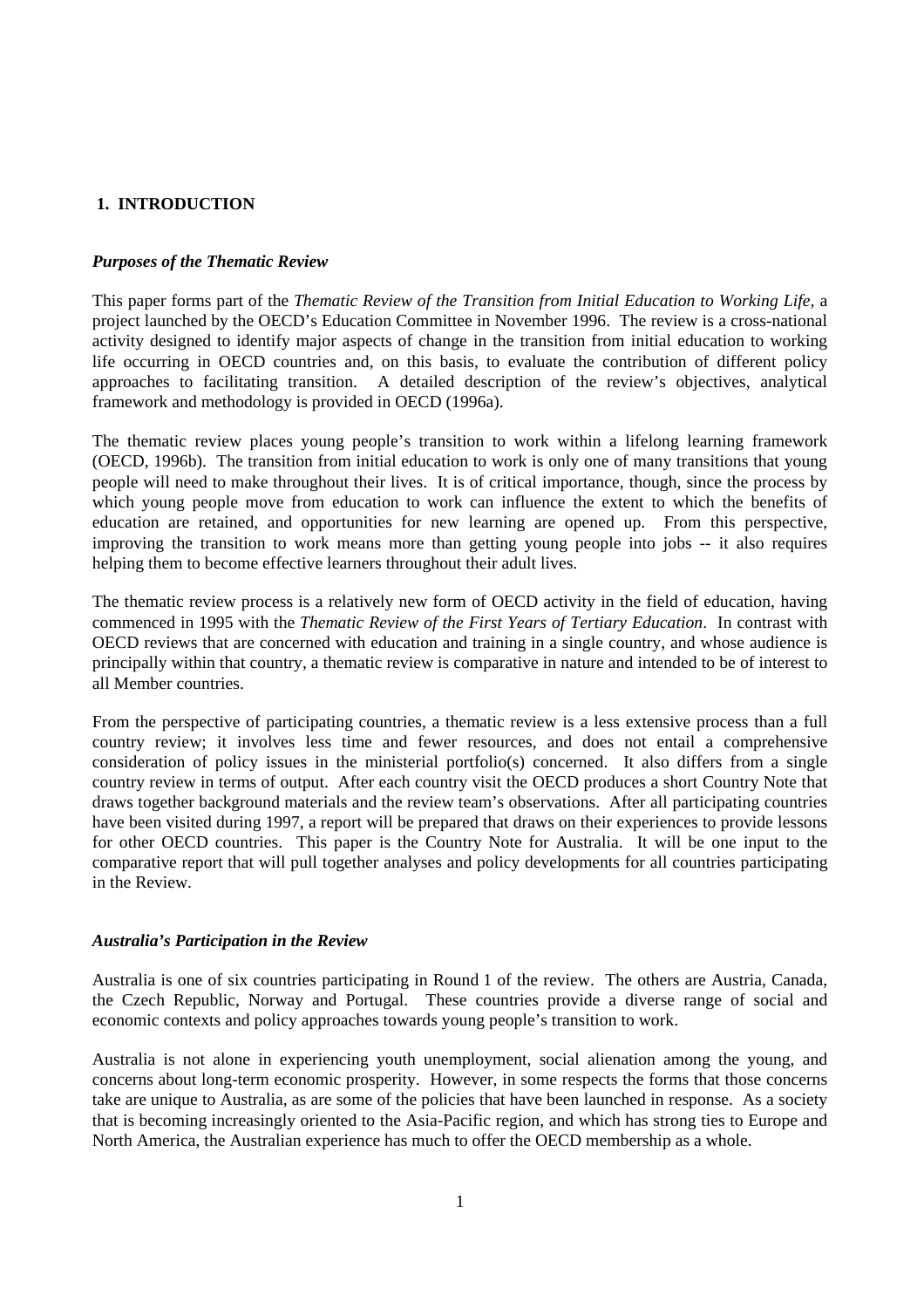## 1. INTRODUCTION

### *Purposes of the Thematic Review*

This paper forms part of the *Thematic Review of the Transition from Initial Education to Working Life*, a project launched by the OECD's Education Committee in November 1996. The review is a cross-national activity designed to identify major aspects of change in the transition from initial education to working life occurring in OECD countries and, on this basis, to evaluate the contribution of different policy approaches to facilitating transition. A detailed description of the review's objectives, analytical framework and methodology is provided in OECD (1996a).

The thematic review places young people's transition to work within a lifelong learning framework (OECD, 1996b). The transition from initial education to work is only one of many transitions that young people will need to make throughout their lives. It is of critical importance, though, since the process by which young people move from education to work can influence the extent to which the benefits of education are retained, and opportunities for new learning are opened up. From this perspective, improving the transition to work means more than getting young people into jobs -- it also requires helping them to become effective learners throughout their adult lives.

The thematic review process is a relatively new form of OECD activity in the field of education, having commenced in 1995 with the *Thematic Review of the First Years of Tertiary Education*. In contrast with OECD reviews that are concerned with education and training in a single country, and whose audience is principally within that country, a thematic review is comparative in nature and intended to be of interest to all Member countries.

From the perspective of participating countries, a thematic review is a less extensive process than a full country review; it involves less time and fewer resources, and does not entail a comprehensive consideration of policy issues in the ministerial portfolio(s) concerned. It also differs from a single country review in terms of output. After each country visit the OECD produces a short Country Note that draws together background materials and the review team's observations. After all participating countries have been visited during 1997, a report will be prepared that draws on their experiences to provide lessons for other OECD countries. This paper is the Country Note for Australia. It will be one input to the comparative report that will pull together analyses and policy developments for all countries participating in the Review.

### *Australia's Participation in the Review*

Australia is one of six countries participating in Round 1 of the review. The others are Austria, Canada, the Czech Republic, Norway and Portugal. These countries provide a diverse range of social and economic contexts and policy approaches towards young people's transition to work.

Australia is not alone in experiencing youth unemployment, social alienation among the young, and concerns about long-term economic prosperity. However, in some respects the forms that those concerns take are unique to Australia, as are some of the policies that have been launched in response. As a society that is becoming increasingly oriented to the Asia-Pacific region, and which has strong ties to Europe and North America, the Australian experience has much to offer the OECD membership as a whole.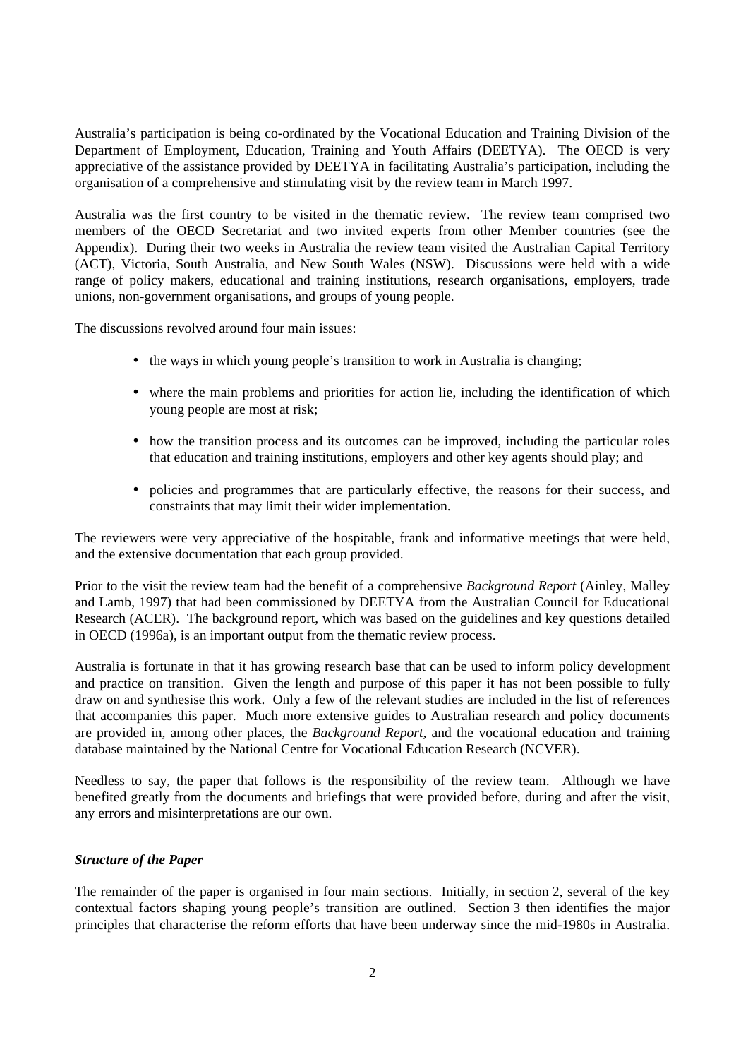Australia's participation is being co-ordinated by the Vocational Education and Training Division of the Department of Employment, Education, Training and Youth Affairs (DEETYA). The OECD is very appreciative of the assistance provided by DEETYA in facilitating Australia's participation, including the organisation of a comprehensive and stimulating visit by the review team in March 1997.

Australia was the first country to be visited in the thematic review. The review team comprised two members of the OECD Secretariat and two invited experts from other Member countries (see the Appendix). During their two weeks in Australia the review team visited the Australian Capital Territory (ACT), Victoria, South Australia, and New South Wales (NSW). Discussions were held with a wide range of policy makers, educational and training institutions, research organisations, employers, trade unions, non-government organisations, and groups of young people.

The discussions revolved around four main issues:

- the ways in which young people's transition to work in Australia is changing;
- where the main problems and priorities for action lie, including the identification of which young people are most at risk;
- how the transition process and its outcomes can be improved, including the particular roles that education and training institutions, employers and other key agents should play; and
- policies and programmes that are particularly effective, the reasons for their success, and constraints that may limit their wider implementation.

The reviewers were very appreciative of the hospitable, frank and informative meetings that were held, and the extensive documentation that each group provided.

Prior to the visit the review team had the benefit of a comprehensive *Background Report* (Ainley, Malley and Lamb, 1997) that had been commissioned by DEETYA from the Australian Council for Educational Research (ACER). The background report, which was based on the guidelines and key questions detailed in OECD (1996a), is an important output from the thematic review process.

Australia is fortunate in that it has growing research base that can be used to inform policy development and practice on transition. Given the length and purpose of this paper it has not been possible to fully draw on and synthesise this work. Only a few of the relevant studies are included in the list of references that accompanies this paper. Much more extensive guides to Australian research and policy documents are provided in, among other places, the *Background Report*, and the vocational education and training database maintained by the National Centre for Vocational Education Research (NCVER).

Needless to say, the paper that follows is the responsibility of the review team. Although we have benefited greatly from the documents and briefings that were provided before, during and after the visit, any errors and misinterpretations are our own.

***Structure of the Paper***

The remainder of the paper is organised in four main sections. Initially, in section 2, several of the key contextual factors shaping young people's transition are outlined. Section 3 then identifies the major principles that characterise the reform efforts that have been underway since the mid-1980s in Australia.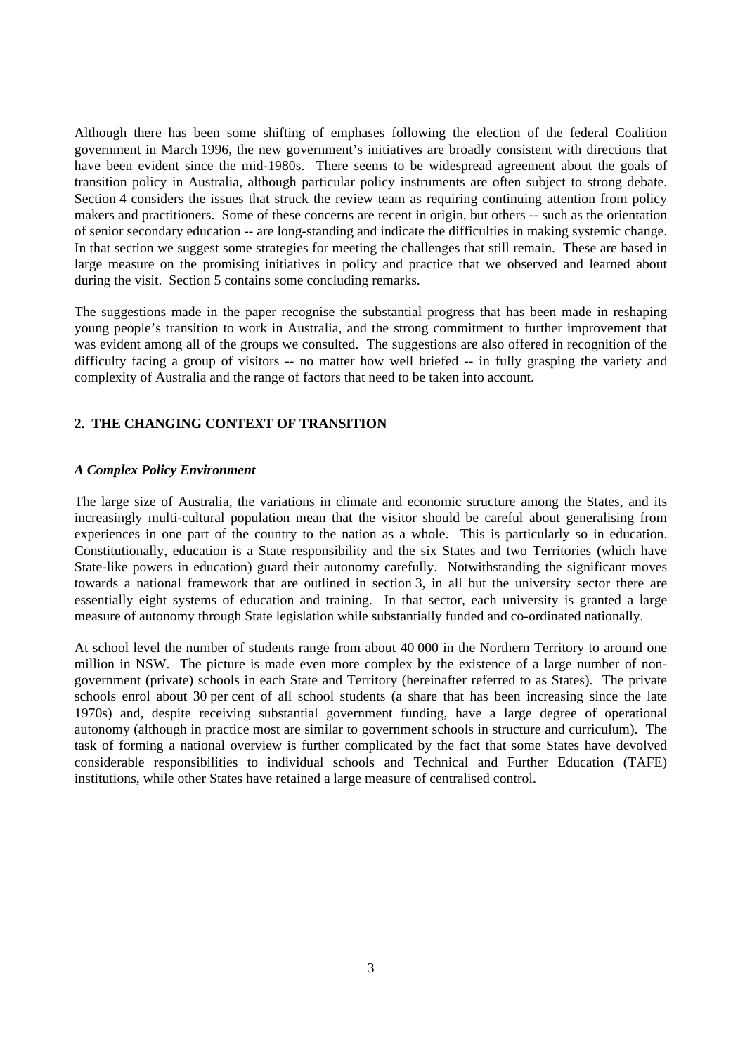Although there has been some shifting of emphases following the election of the federal Coalition government in March 1996, the new government's initiatives are broadly consistent with directions that have been evident since the mid-1980s. There seems to be widespread agreement about the goals of transition policy in Australia, although particular policy instruments are often subject to strong debate. Section 4 considers the issues that struck the review team as requiring continuing attention from policy makers and practitioners. Some of these concerns are recent in origin, but others -- such as the orientation of senior secondary education -- are long-standing and indicate the difficulties in making systemic change. In that section we suggest some strategies for meeting the challenges that still remain. These are based in large measure on the promising initiatives in policy and practice that we observed and learned about during the visit. Section 5 contains some concluding remarks.

The suggestions made in the paper recognise the substantial progress that has been made in reshaping young people's transition to work in Australia, and the strong commitment to further improvement that was evident among all of the groups we consulted. The suggestions are also offered in recognition of the difficulty facing a group of visitors -- no matter how well briefed -- in fully grasping the variety and complexity of Australia and the range of factors that need to be taken into account.

## 2. THE CHANGING CONTEXT OF TRANSITION

### *A Complex Policy Environment*

The large size of Australia, the variations in climate and economic structure among the States, and its increasingly multi-cultural population mean that the visitor should be careful about generalising from experiences in one part of the country to the nation as a whole. This is particularly so in education. Constitutionally, education is a State responsibility and the six States and two Territories (which have State-like powers in education) guard their autonomy carefully. Notwithstanding the significant moves towards a national framework that are outlined in section 3, in all but the university sector there are essentially eight systems of education and training. In that sector, each university is granted a large measure of autonomy through State legislation while substantially funded and co-ordinated nationally.

At school level the number of students range from about 40 000 in the Northern Territory to around one million in NSW. The picture is made even more complex by the existence of a large number of non-government (private) schools in each State and Territory (hereinafter referred to as States). The private schools enrol about 30 per cent of all school students (a share that has been increasing since the late 1970s) and, despite receiving substantial government funding, have a large degree of operational autonomy (although in practice most are similar to government schools in structure and curriculum). The task of forming a national overview is further complicated by the fact that some States have devolved considerable responsibilities to individual schools and Technical and Further Education (TAFE) institutions, while other States have retained a large measure of centralised control.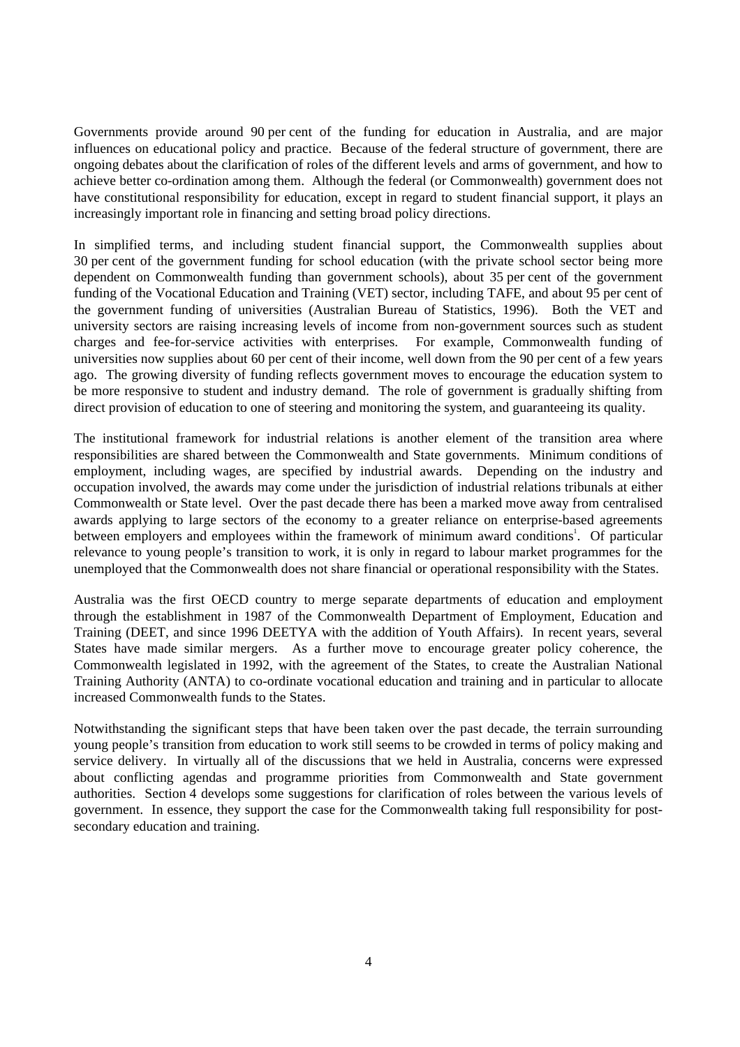Governments provide around 90 per cent of the funding for education in Australia, and are major influences on educational policy and practice. Because of the federal structure of government, there are ongoing debates about the clarification of roles of the different levels and arms of government, and how to achieve better co-ordination among them. Although the federal (or Commonwealth) government does not have constitutional responsibility for education, except in regard to student financial support, it plays an increasingly important role in financing and setting broad policy directions.

In simplified terms, and including student financial support, the Commonwealth supplies about 30 per cent of the government funding for school education (with the private school sector being more dependent on Commonwealth funding than government schools), about 35 per cent of the government funding of the Vocational Education and Training (VET) sector, including TAFE, and about 95 per cent of the government funding of universities (Australian Bureau of Statistics, 1996). Both the VET and university sectors are raising increasing levels of income from non-government sources such as student charges and fee-for-service activities with enterprises. For example, Commonwealth funding of universities now supplies about 60 per cent of their income, well down from the 90 per cent of a few years ago. The growing diversity of funding reflects government moves to encourage the education system to be more responsive to student and industry demand. The role of government is gradually shifting from direct provision of education to one of steering and monitoring the system, and guaranteeing its quality.

The institutional framework for industrial relations is another element of the transition area where responsibilities are shared between the Commonwealth and State governments. Minimum conditions of employment, including wages, are specified by industrial awards. Depending on the industry and occupation involved, the awards may come under the jurisdiction of industrial relations tribunals at either Commonwealth or State level. Over the past decade there has been a marked move away from centralised awards applying to large sectors of the economy to a greater reliance on enterprise-based agreements between employers and employees within the framework of minimum award conditions[1]. Of particular relevance to young people's transition to work, it is only in regard to labour market programmes for the unemployed that the Commonwealth does not share financial or operational responsibility with the States.

Australia was the first OECD country to merge separate departments of education and employment through the establishment in 1987 of the Commonwealth Department of Employment, Education and Training (DEET, and since 1996 DEETYA with the addition of Youth Affairs). In recent years, several States have made similar mergers. As a further move to encourage greater policy coherence, the Commonwealth legislated in 1992, with the agreement of the States, to create the Australian National Training Authority (ANTA) to co-ordinate vocational education and training and in particular to allocate increased Commonwealth funds to the States.

Notwithstanding the significant steps that have been taken over the past decade, the terrain surrounding young people's transition from education to work still seems to be crowded in terms of policy making and service delivery. In virtually all of the discussions that we held in Australia, concerns were expressed about conflicting agendas and programme priorities from Commonwealth and State government authorities. Section 4 develops some suggestions for clarification of roles between the various levels of government. In essence, they support the case for the Commonwealth taking full responsibility for post-secondary education and training.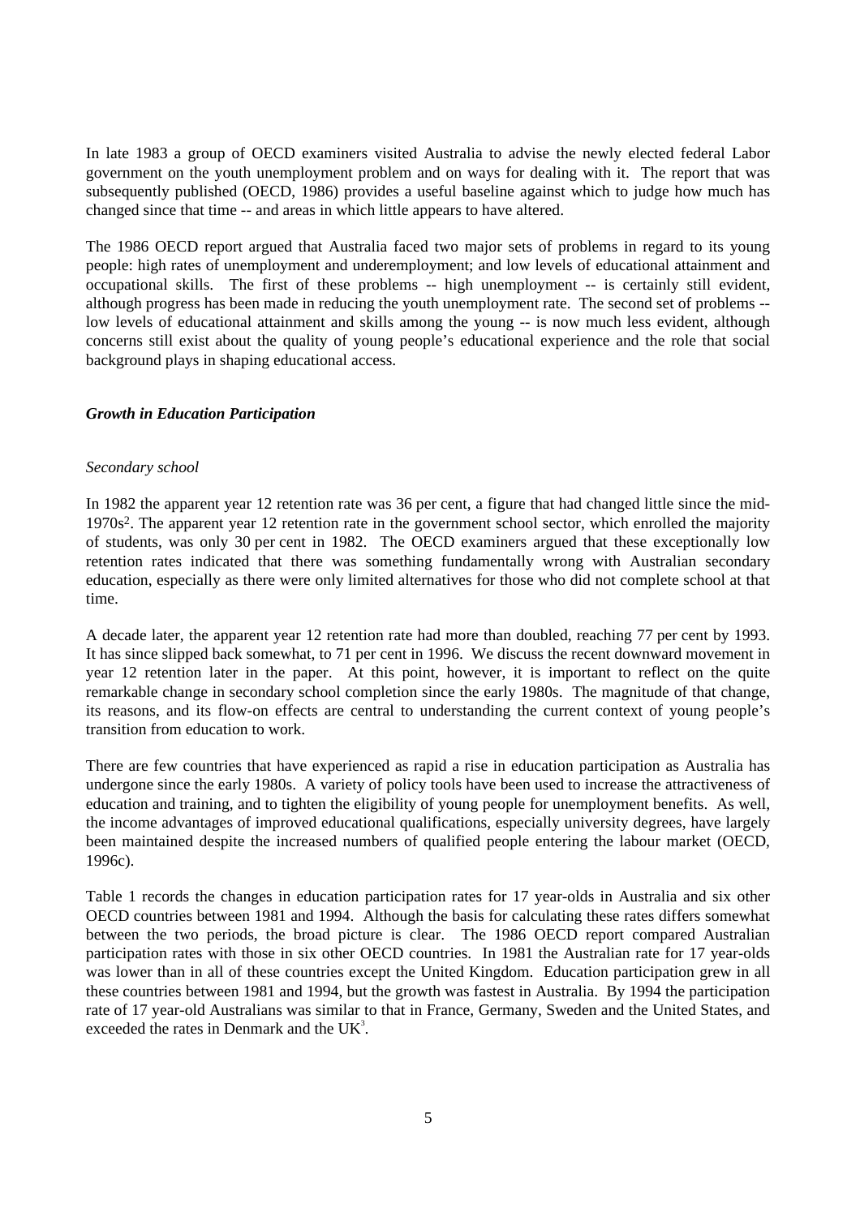In late 1983 a group of OECD examiners visited Australia to advise the newly elected federal Labor government on the youth unemployment problem and on ways for dealing with it. The report that was subsequently published (OECD, 1986) provides a useful baseline against which to judge how much has changed since that time -- and areas in which little appears to have altered.

The 1986 OECD report argued that Australia faced two major sets of problems in regard to its young people: high rates of unemployment and underemployment; and low levels of educational attainment and occupational skills. The first of these problems -- high unemployment -- is certainly still evident, although progress has been made in reducing the youth unemployment rate. The second set of problems -- low levels of educational attainment and skills among the young -- is now much less evident, although concerns still exist about the quality of young people's educational experience and the role that social background plays in shaping educational access.

### *Growth in Education Participation*

#### *Secondary school*

In 1982 the apparent year 12 retention rate was 36 per cent, a figure that had changed little since the mid-1970s[2]. The apparent year 12 retention rate in the government school sector, which enrolled the majority of students, was only 30 per cent in 1982. The OECD examiners argued that these exceptionally low retention rates indicated that there was something fundamentally wrong with Australian secondary education, especially as there were only limited alternatives for those who did not complete school at that time.

A decade later, the apparent year 12 retention rate had more than doubled, reaching 77 per cent by 1993. It has since slipped back somewhat, to 71 per cent in 1996. We discuss the recent downward movement in year 12 retention later in the paper. At this point, however, it is important to reflect on the quite remarkable change in secondary school completion since the early 1980s. The magnitude of that change, its reasons, and its flow-on effects are central to understanding the current context of young people's transition from education to work.

There are few countries that have experienced as rapid a rise in education participation as Australia has undergone since the early 1980s. A variety of policy tools have been used to increase the attractiveness of education and training, and to tighten the eligibility of young people for unemployment benefits. As well, the income advantages of improved educational qualifications, especially university degrees, have largely been maintained despite the increased numbers of qualified people entering the labour market (OECD, 1996c).

Table 1 records the changes in education participation rates for 17 year-olds in Australia and six other OECD countries between 1981 and 1994. Although the basis for calculating these rates differs somewhat between the two periods, the broad picture is clear. The 1986 OECD report compared Australian participation rates with those in six other OECD countries. In 1981 the Australian rate for 17 year-olds was lower than in all of these countries except the United Kingdom. Education participation grew in all these countries between 1981 and 1994, but the growth was fastest in Australia. By 1994 the participation rate of 17 year-old Australians was similar to that in France, Germany, Sweden and the United States, and exceeded the rates in Denmark and the UK[3].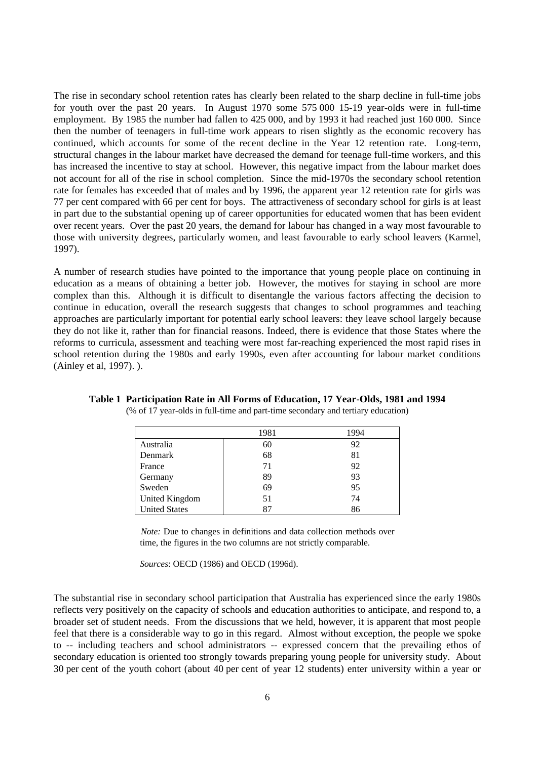The rise in secondary school retention rates has clearly been related to the sharp decline in full-time jobs for youth over the past 20 years. In August 1970 some 575 000 15-19 year-olds were in full-time employment. By 1985 the number had fallen to 425 000, and by 1993 it had reached just 160 000. Since then the number of teenagers in full-time work appears to risen slightly as the economic recovery has continued, which accounts for some of the recent decline in the Year 12 retention rate. Long-term, structural changes in the labour market have decreased the demand for teenage full-time workers, and this has increased the incentive to stay at school. However, this negative impact from the labour market does not account for all of the rise in school completion. Since the mid-1970s the secondary school retention rate for females has exceeded that of males and by 1996, the apparent year 12 retention rate for girls was 77 per cent compared with 66 per cent for boys. The attractiveness of secondary school for girls is at least in part due to the substantial opening up of career opportunities for educated women that has been evident over recent years. Over the past 20 years, the demand for labour has changed in a way most favourable to those with university degrees, particularly women, and least favourable to early school leavers (Karmel, 1997).

A number of research studies have pointed to the importance that young people place on continuing in education as a means of obtaining a better job. However, the motives for staying in school are more complex than this. Although it is difficult to disentangle the various factors affecting the decision to continue in education, overall the research suggests that changes to school programmes and teaching approaches are particularly important for potential early school leavers: they leave school largely because they do not like it, rather than for financial reasons. Indeed, there is evidence that those States where the reforms to curricula, assessment and teaching were most far-reaching experienced the most rapid rises in school retention during the 1980s and early 1990s, even after accounting for labour market conditions (Ainley et al, 1997). ).

**Table 1 Participation Rate in All Forms of Education, 17 Year-Olds, 1981 and 1994**

(% of 17 year-olds in full-time and part-time secondary and tertiary education)

| | 1981 | 1994 |
|---|---|---|
| Australia | 60 | 92 |
| Denmark | 68 | 81 |
| France | 71 | 92 |
| Germany | 89 | 93 |
| Sweden | 69 | 95 |
| United Kingdom | 51 | 74 |
| United States | 87 | 86 |

*Note:* Due to changes in definitions and data collection methods over time, the figures in the two columns are not strictly comparable.

*Sources*: OECD (1986) and OECD (1996d).

The substantial rise in secondary school participation that Australia has experienced since the early 1980s reflects very positively on the capacity of schools and education authorities to anticipate, and respond to, a broader set of student needs. From the discussions that we held, however, it is apparent that most people feel that there is a considerable way to go in this regard. Almost without exception, the people we spoke to -- including teachers and school administrators -- expressed concern that the prevailing ethos of secondary education is oriented too strongly towards preparing young people for university study. About 30 per cent of the youth cohort (about 40 per cent of year 12 students) enter university within a year or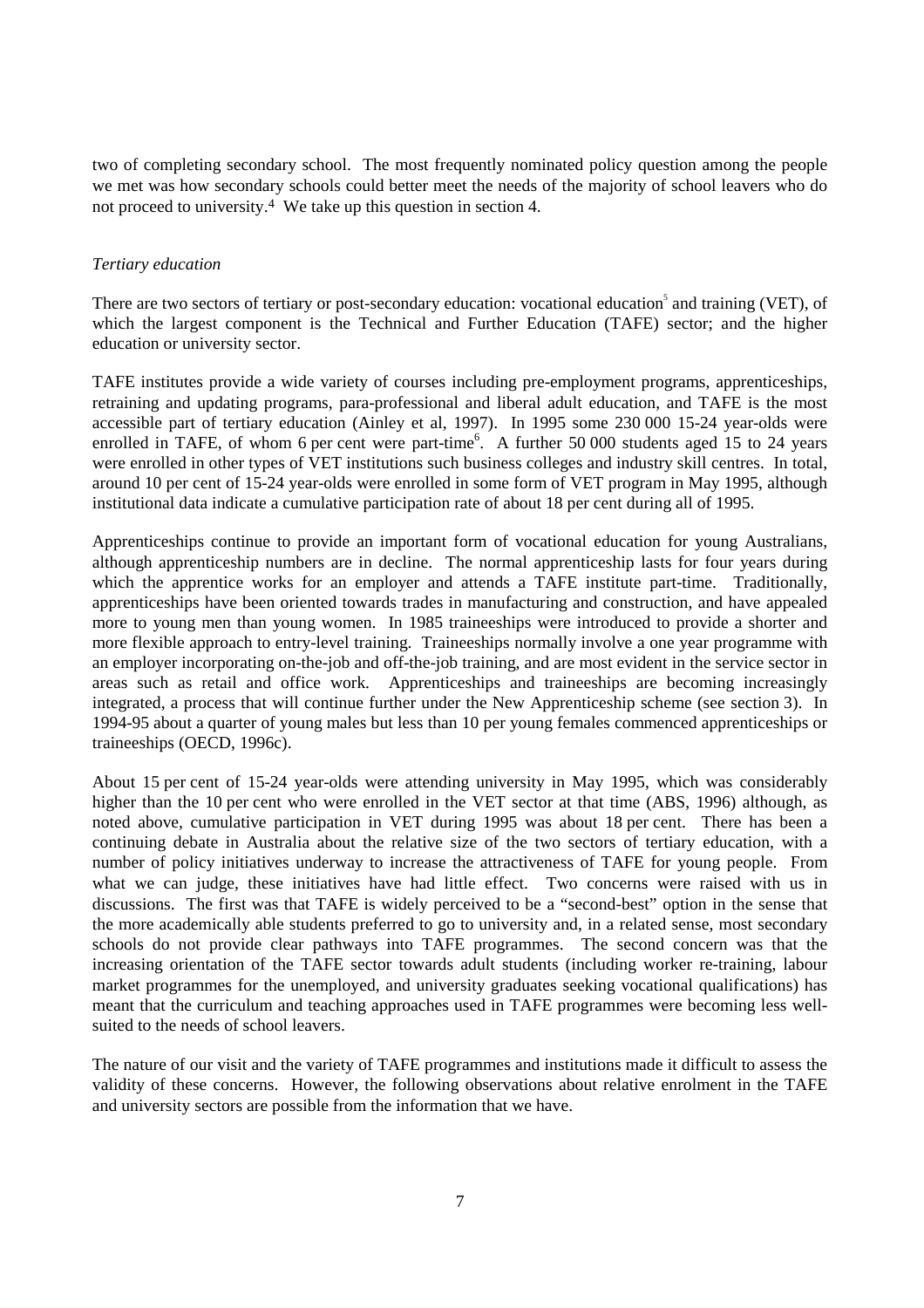two of completing secondary school. The most frequently nominated policy question among the people we met was how secondary schools could better meet the needs of the majority of school leavers who do not proceed to university.[4] We take up this question in section 4.

*Tertiary education*

There are two sectors of tertiary or post-secondary education: vocational education[5] and training (VET), of which the largest component is the Technical and Further Education (TAFE) sector; and the higher education or university sector.

TAFE institutes provide a wide variety of courses including pre-employment programs, apprenticeships, retraining and updating programs, para-professional and liberal adult education, and TAFE is the most accessible part of tertiary education (Ainley et al, 1997). In 1995 some 230 000 15-24 year-olds were enrolled in TAFE, of whom 6 per cent were part-time[6]. A further 50 000 students aged 15 to 24 years were enrolled in other types of VET institutions such business colleges and industry skill centres. In total, around 10 per cent of 15-24 year-olds were enrolled in some form of VET program in May 1995, although institutional data indicate a cumulative participation rate of about 18 per cent during all of 1995.

Apprenticeships continue to provide an important form of vocational education for young Australians, although apprenticeship numbers are in decline. The normal apprenticeship lasts for four years during which the apprentice works for an employer and attends a TAFE institute part-time. Traditionally, apprenticeships have been oriented towards trades in manufacturing and construction, and have appealed more to young men than young women. In 1985 traineeships were introduced to provide a shorter and more flexible approach to entry-level training. Traineeships normally involve a one year programme with an employer incorporating on-the-job and off-the-job training, and are most evident in the service sector in areas such as retail and office work. Apprenticeships and traineeships are becoming increasingly integrated, a process that will continue further under the New Apprenticeship scheme (see section 3). In 1994-95 about a quarter of young males but less than 10 per young females commenced apprenticeships or traineeships (OECD, 1996c).

About 15 per cent of 15-24 year-olds were attending university in May 1995, which was considerably higher than the 10 per cent who were enrolled in the VET sector at that time (ABS, 1996) although, as noted above, cumulative participation in VET during 1995 was about 18 per cent. There has been a continuing debate in Australia about the relative size of the two sectors of tertiary education, with a number of policy initiatives underway to increase the attractiveness of TAFE for young people. From what we can judge, these initiatives have had little effect. Two concerns were raised with us in discussions. The first was that TAFE is widely perceived to be a "second-best" option in the sense that the more academically able students preferred to go to university and, in a related sense, most secondary schools do not provide clear pathways into TAFE programmes. The second concern was that the increasing orientation of the TAFE sector towards adult students (including worker re-training, labour market programmes for the unemployed, and university graduates seeking vocational qualifications) has meant that the curriculum and teaching approaches used in TAFE programmes were becoming less well-suited to the needs of school leavers.

The nature of our visit and the variety of TAFE programmes and institutions made it difficult to assess the validity of these concerns. However, the following observations about relative enrolment in the TAFE and university sectors are possible from the information that we have.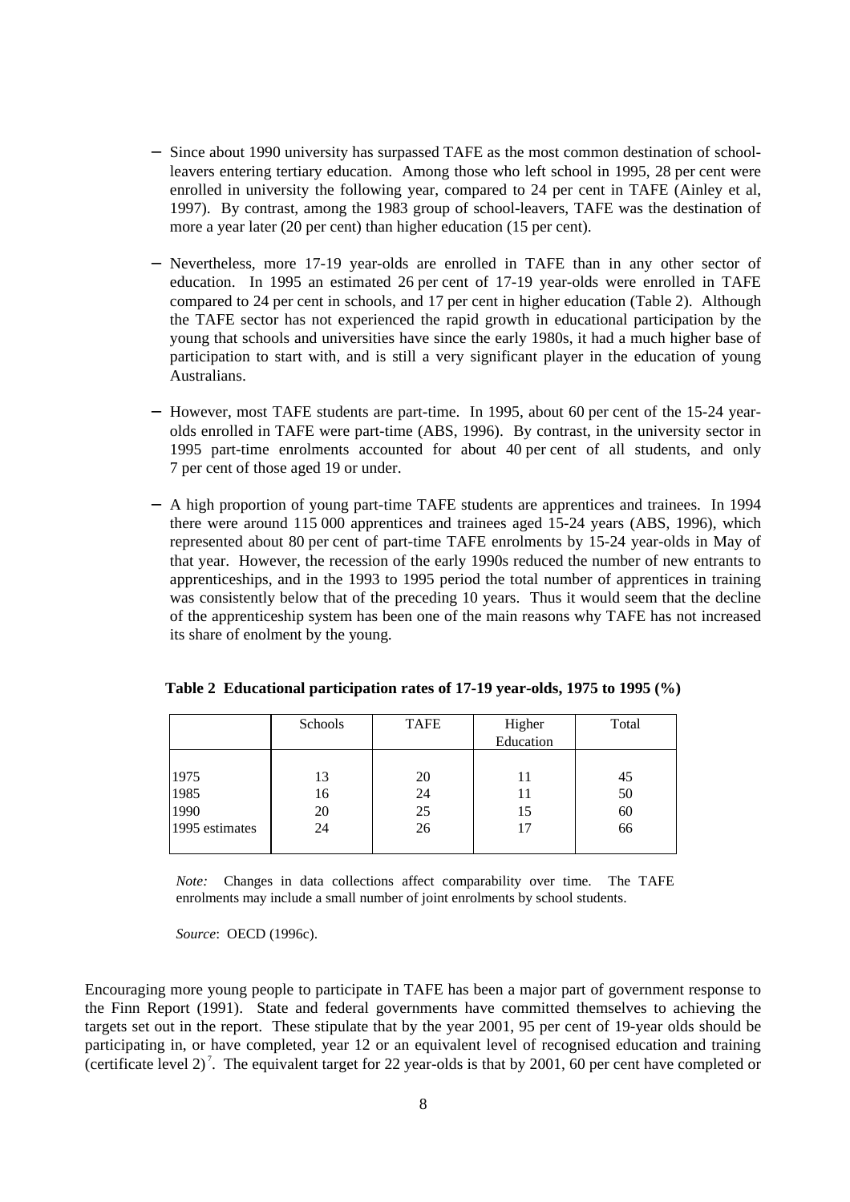- Since about 1990 university has surpassed TAFE as the most common destination of school-leavers entering tertiary education. Among those who left school in 1995, 28 per cent were enrolled in university the following year, compared to 24 per cent in TAFE (Ainley et al, 1997). By contrast, among the 1983 group of school-leavers, TAFE was the destination of more a year later (20 per cent) than higher education (15 per cent).

- Nevertheless, more 17-19 year-olds are enrolled in TAFE than in any other sector of education. In 1995 an estimated 26 per cent of 17-19 year-olds were enrolled in TAFE compared to 24 per cent in schools, and 17 per cent in higher education (Table 2). Although the TAFE sector has not experienced the rapid growth in educational participation by the young that schools and universities have since the early 1980s, it had a much higher base of participation to start with, and is still a very significant player in the education of young Australians.

- However, most TAFE students are part-time. In 1995, about 60 per cent of the 15-24 year-olds enrolled in TAFE were part-time (ABS, 1996). By contrast, in the university sector in 1995 part-time enrolments accounted for about 40 per cent of all students, and only 7 per cent of those aged 19 or under.

- A high proportion of young part-time TAFE students are apprentices and trainees. In 1994 there were around 115 000 apprentices and trainees aged 15-24 years (ABS, 1996), which represented about 80 per cent of part-time TAFE enrolments by 15-24 year-olds in May of that year. However, the recession of the early 1990s reduced the number of new entrants to apprenticeships, and in the 1993 to 1995 period the total number of apprentices in training was consistently below that of the preceding 10 years. Thus it would seem that the decline of the apprenticeship system has been one of the main reasons why TAFE has not increased its share of enolment by the young.

**Table 2 Educational participation rates of 17-19 year-olds, 1975 to 1995 (%)**

| | Schools | TAFE | Higher Education | Total |
|---|---|---|---|---|
| 1975 | 13 | 20 | 11 | 45 |
| 1985 | 16 | 24 | 11 | 50 |
| 1990 | 20 | 25 | 15 | 60 |
| 1995 estimates | 24 | 26 | 17 | 66 |

*Note:* Changes in data collections affect comparability over time. The TAFE enrolments may include a small number of joint enrolments by school students.

*Source*: OECD (1996c).

Encouraging more young people to participate in TAFE has been a major part of government response to the Finn Report (1991). State and federal governments have committed themselves to achieving the targets set out in the report. These stipulate that by the year 2001, 95 per cent of 19-year olds should be participating in, or have completed, year 12 or an equivalent level of recognised education and training (certificate level 2)[7]. The equivalent target for 22 year-olds is that by 2001, 60 per cent have completed or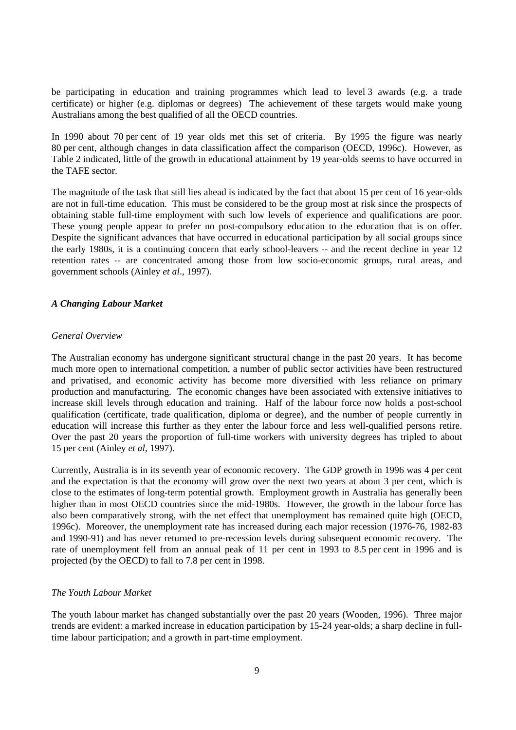be participating in education and training programmes which lead to level 3 awards (e.g. a trade certificate) or higher (e.g. diplomas or degrees) The achievement of these targets would make young Australians among the best qualified of all the OECD countries.

In 1990 about 70 per cent of 19 year olds met this set of criteria. By 1995 the figure was nearly 80 per cent, although changes in data classification affect the comparison (OECD, 1996c). However, as Table 2 indicated, little of the growth in educational attainment by 19 year-olds seems to have occurred in the TAFE sector.

The magnitude of the task that still lies ahead is indicated by the fact that about 15 per cent of 16 year-olds are not in full-time education. This must be considered to be the group most at risk since the prospects of obtaining stable full-time employment with such low levels of experience and qualifications are poor. These young people appear to prefer no post-compulsory education to the education that is on offer. Despite the significant advances that have occurred in educational participation by all social groups since the early 1980s, it is a continuing concern that early school-leavers -- and the recent decline in year 12 retention rates -- are concentrated among those from low socio-economic groups, rural areas, and government schools (Ainley *et al*., 1997).

### *A Changing Labour Market*

#### *General Overview*

The Australian economy has undergone significant structural change in the past 20 years. It has become much more open to international competition, a number of public sector activities have been restructured and privatised, and economic activity has become more diversified with less reliance on primary production and manufacturing. The economic changes have been associated with extensive initiatives to increase skill levels through education and training. Half of the labour force now holds a post-school qualification (certificate, trade qualification, diploma or degree), and the number of people currently in education will increase this further as they enter the labour force and less well-qualified persons retire. Over the past 20 years the proportion of full-time workers with university degrees has tripled to about 15 per cent (Ainley *et al*, 1997).

Currently, Australia is in its seventh year of economic recovery. The GDP growth in 1996 was 4 per cent and the expectation is that the economy will grow over the next two years at about 3 per cent, which is close to the estimates of long-term potential growth. Employment growth in Australia has generally been higher than in most OECD countries since the mid-1980s. However, the growth in the labour force has also been comparatively strong, with the net effect that unemployment has remained quite high (OECD, 1996c). Moreover, the unemployment rate has increased during each major recession (1976-76, 1982-83 and 1990-91) and has never returned to pre-recession levels during subsequent economic recovery. The rate of unemployment fell from an annual peak of 11 per cent in 1993 to 8.5 per cent in 1996 and is projected (by the OECD) to fall to 7.8 per cent in 1998.

#### *The Youth Labour Market*

The youth labour market has changed substantially over the past 20 years (Wooden, 1996). Three major trends are evident: a marked increase in education participation by 15-24 year-olds; a sharp decline in full-time labour participation; and a growth in part-time employment.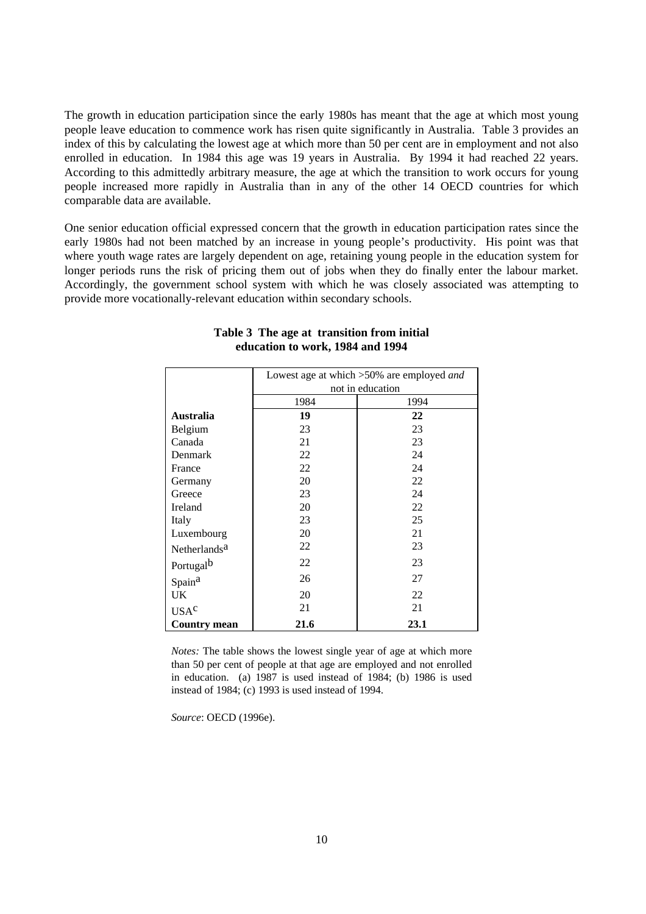The growth in education participation since the early 1980s has meant that the age at which most young people leave education to commence work has risen quite significantly in Australia. Table 3 provides an index of this by calculating the lowest age at which more than 50 per cent are in employment and not also enrolled in education. In 1984 this age was 19 years in Australia. By 1994 it had reached 22 years. According to this admittedly arbitrary measure, the age at which the transition to work occurs for young people increased more rapidly in Australia than in any of the other 14 OECD countries for which comparable data are available.

One senior education official expressed concern that the growth in education participation rates since the early 1980s had not been matched by an increase in young people's productivity. His point was that where youth wage rates are largely dependent on age, retaining young people in the education system for longer periods runs the risk of pricing them out of jobs when they do finally enter the labour market. Accordingly, the government school system with which he was closely associated was attempting to provide more vocationally-relevant education within secondary schools.

**Table 3 The age at transition from initial education to work, 1984 and 1994**

| | Lowest age at which >50% are employed *and* not in education | |
|---|---|---|
| | 1984 | 1994 |
| **Australia** | **19** | **22** |
| Belgium | 23 | 23 |
| Canada | 21 | 23 |
| Denmark | 22 | 24 |
| France | 22 | 24 |
| Germany | 20 | 22 |
| Greece | 23 | 24 |
| Ireland | 20 | 22 |
| Italy | 23 | 25 |
| Luxembourg | 20 | 21 |
| Netherlands[a] | 22 | 23 |
| Portugal[b] | 22 | 23 |
| Spain[a] | 26 | 27 |
| UK | 20 | 22 |
| USA[c] | 21 | 21 |
| **Country mean** | **21.6** | **23.1** |

*Notes:* The table shows the lowest single year of age at which more than 50 per cent of people at that age are employed and not enrolled in education. (a) 1987 is used instead of 1984; (b) 1986 is used instead of 1984; (c) 1993 is used instead of 1994.

*Source*: OECD (1996e).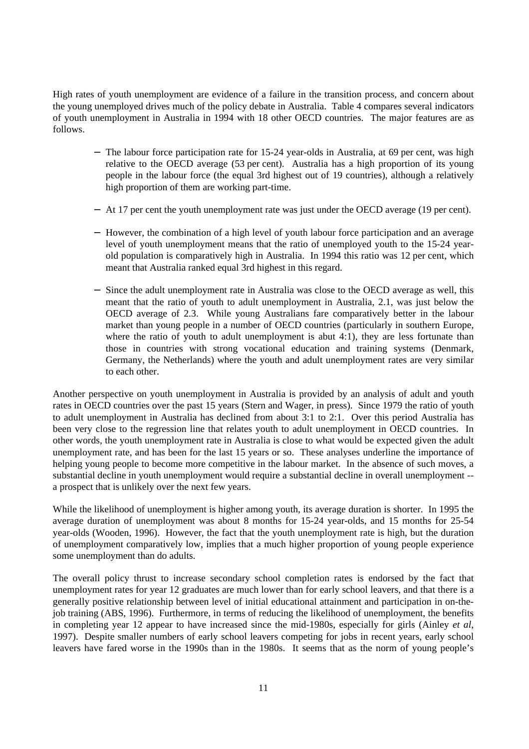High rates of youth unemployment are evidence of a failure in the transition process, and concern about the young unemployed drives much of the policy debate in Australia. Table 4 compares several indicators of youth unemployment in Australia in 1994 with 18 other OECD countries. The major features are as follows.

- The labour force participation rate for 15-24 year-olds in Australia, at 69 per cent, was high relative to the OECD average (53 per cent). Australia has a high proportion of its young people in the labour force (the equal 3rd highest out of 19 countries), although a relatively high proportion of them are working part-time.
- At 17 per cent the youth unemployment rate was just under the OECD average (19 per cent).
- However, the combination of a high level of youth labour force participation and an average level of youth unemployment means that the ratio of unemployed youth to the 15-24 year-old population is comparatively high in Australia. In 1994 this ratio was 12 per cent, which meant that Australia ranked equal 3rd highest in this regard.
- Since the adult unemployment rate in Australia was close to the OECD average as well, this meant that the ratio of youth to adult unemployment in Australia, 2.1, was just below the OECD average of 2.3. While young Australians fare comparatively better in the labour market than young people in a number of OECD countries (particularly in southern Europe, where the ratio of youth to adult unemployment is abut 4:1), they are less fortunate than those in countries with strong vocational education and training systems (Denmark, Germany, the Netherlands) where the youth and adult unemployment rates are very similar to each other.

Another perspective on youth unemployment in Australia is provided by an analysis of adult and youth rates in OECD countries over the past 15 years (Stern and Wager, in press). Since 1979 the ratio of youth to adult unemployment in Australia has declined from about 3:1 to 2:1. Over this period Australia has been very close to the regression line that relates youth to adult unemployment in OECD countries. In other words, the youth unemployment rate in Australia is close to what would be expected given the adult unemployment rate, and has been for the last 15 years or so. These analyses underline the importance of helping young people to become more competitive in the labour market. In the absence of such moves, a substantial decline in youth unemployment would require a substantial decline in overall unemployment -- a prospect that is unlikely over the next few years.

While the likelihood of unemployment is higher among youth, its average duration is shorter. In 1995 the average duration of unemployment was about 8 months for 15-24 year-olds, and 15 months for 25-54 year-olds (Wooden, 1996). However, the fact that the youth unemployment rate is high, but the duration of unemployment comparatively low, implies that a much higher proportion of young people experience some unemployment than do adults.

The overall policy thrust to increase secondary school completion rates is endorsed by the fact that unemployment rates for year 12 graduates are much lower than for early school leavers, and that there is a generally positive relationship between level of initial educational attainment and participation in on-the-job training (ABS, 1996). Furthermore, in terms of reducing the likelihood of unemployment, the benefits in completing year 12 appear to have increased since the mid-1980s, especially for girls (Ainley *et al*, 1997). Despite smaller numbers of early school leavers competing for jobs in recent years, early school leavers have fared worse in the 1990s than in the 1980s. It seems that as the norm of young people's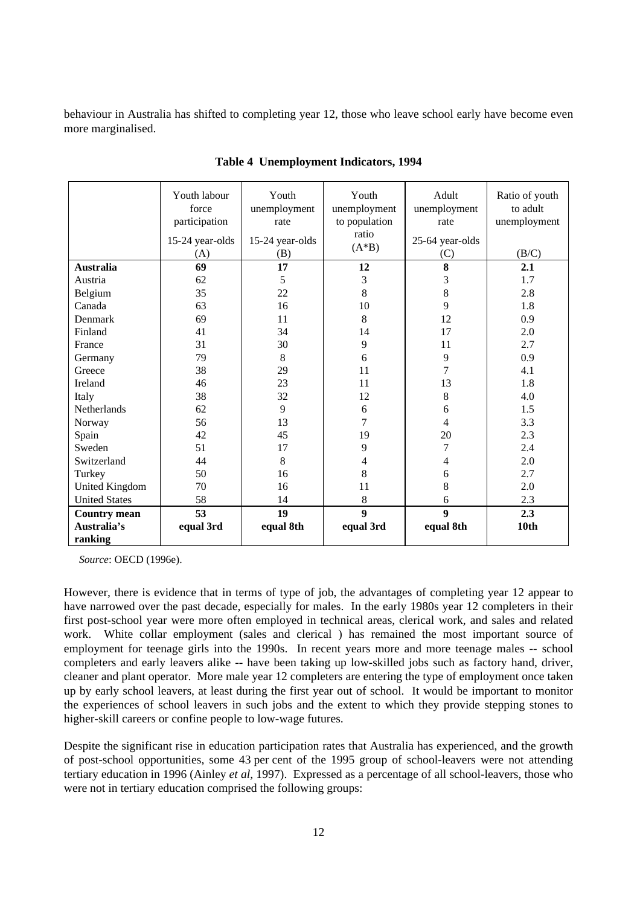behaviour in Australia has shifted to completing year 12, those who leave school early have become even more marginalised.

**Table 4 Unemployment Indicators, 1994**

| | Youth labour force participation<br>15-24 year-olds<br>(A) | Youth unemployment rate<br>15-24 year-olds<br>(B) | Youth unemployment to population ratio<br>(A*B) | Adult unemployment rate<br>25-64 year-olds<br>(C) | Ratio of youth to adult unemployment<br>(B/C) |
|---|---|---|---|---|---|
| **Australia** | **69** | **17** | **12** | **8** | **2.1** |
| Austria | 62 | 5 | 3 | 3 | 1.7 |
| Belgium | 35 | 22 | 8 | 8 | 2.8 |
| Canada | 63 | 16 | 10 | 9 | 1.8 |
| Denmark | 69 | 11 | 8 | 12 | 0.9 |
| Finland | 41 | 34 | 14 | 17 | 2.0 |
| France | 31 | 30 | 9 | 11 | 2.7 |
| Germany | 79 | 8 | 6 | 9 | 0.9 |
| Greece | 38 | 29 | 11 | 7 | 4.1 |
| Ireland | 46 | 23 | 11 | 13 | 1.8 |
| Italy | 38 | 32 | 12 | 8 | 4.0 |
| Netherlands | 62 | 9 | 6 | 6 | 1.5 |
| Norway | 56 | 13 | 7 | 4 | 3.3 |
| Spain | 42 | 45 | 19 | 20 | 2.3 |
| Sweden | 51 | 17 | 9 | 7 | 2.4 |
| Switzerland | 44 | 8 | 4 | 4 | 2.0 |
| Turkey | 50 | 16 | 8 | 6 | 2.7 |
| United Kingdom | 70 | 16 | 11 | 8 | 2.0 |
| United States | 58 | 14 | 8 | 6 | 2.3 |
| **Country mean** | **53** | **19** | **9** | **9** | **2.3** |
| **Australia's ranking** | **equal 3rd** | **equal 8th** | **equal 3rd** | **equal 8th** | **10th** |

*Source*: OECD (1996e).

However, there is evidence that in terms of type of job, the advantages of completing year 12 appear to have narrowed over the past decade, especially for males. In the early 1980s year 12 completers in their first post-school year were more often employed in technical areas, clerical work, and sales and related work. White collar employment (sales and clerical ) has remained the most important source of employment for teenage girls into the 1990s. In recent years more and more teenage males -- school completers and early leavers alike -- have been taking up low-skilled jobs such as factory hand, driver, cleaner and plant operator. More male year 12 completers are entering the type of employment once taken up by early school leavers, at least during the first year out of school. It would be important to monitor the experiences of school leavers in such jobs and the extent to which they provide stepping stones to higher-skill careers or confine people to low-wage futures.

Despite the significant rise in education participation rates that Australia has experienced, and the growth of post-school opportunities, some 43 per cent of the 1995 group of school-leavers were not attending tertiary education in 1996 (Ainley *et al*, 1997). Expressed as a percentage of all school-leavers, those who were not in tertiary education comprised the following groups: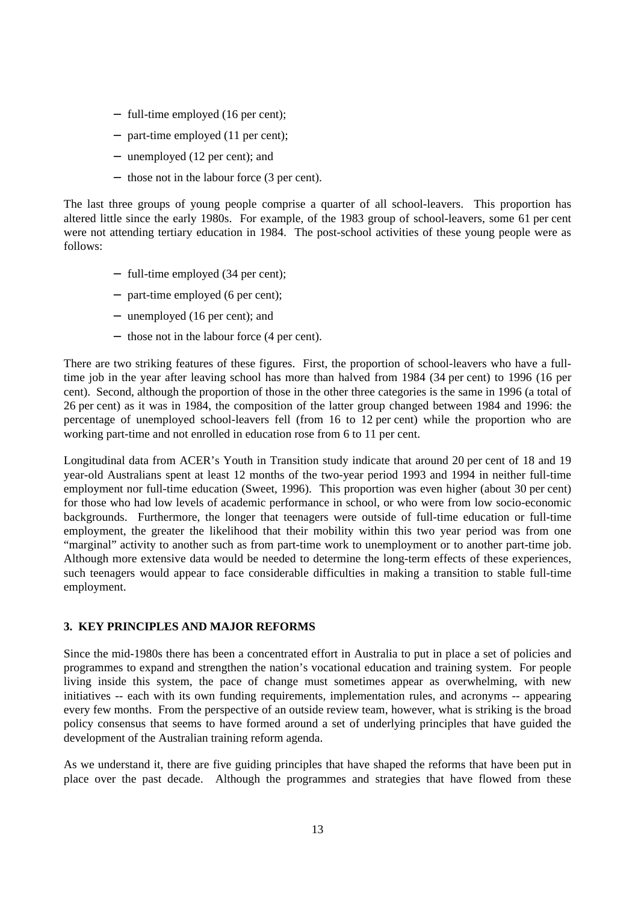- full-time employed (16 per cent);
- part-time employed (11 per cent);
- unemployed (12 per cent); and
- those not in the labour force (3 per cent).

The last three groups of young people comprise a quarter of all school-leavers. This proportion has altered little since the early 1980s. For example, of the 1983 group of school-leavers, some 61 per cent were not attending tertiary education in 1984. The post-school activities of these young people were as follows:

- full-time employed (34 per cent);
- part-time employed (6 per cent);
- unemployed (16 per cent); and
- those not in the labour force (4 per cent).

There are two striking features of these figures. First, the proportion of school-leavers who have a full-time job in the year after leaving school has more than halved from 1984 (34 per cent) to 1996 (16 per cent). Second, although the proportion of those in the other three categories is the same in 1996 (a total of 26 per cent) as it was in 1984, the composition of the latter group changed between 1984 and 1996: the percentage of unemployed school-leavers fell (from 16 to 12 per cent) while the proportion who are working part-time and not enrolled in education rose from 6 to 11 per cent.

Longitudinal data from ACER's Youth in Transition study indicate that around 20 per cent of 18 and 19 year-old Australians spent at least 12 months of the two-year period 1993 and 1994 in neither full-time employment nor full-time education (Sweet, 1996). This proportion was even higher (about 30 per cent) for those who had low levels of academic performance in school, or who were from low socio-economic backgrounds. Furthermore, the longer that teenagers were outside of full-time education or full-time employment, the greater the likelihood that their mobility within this two year period was from one "marginal" activity to another such as from part-time work to unemployment or to another part-time job. Although more extensive data would be needed to determine the long-term effects of these experiences, such teenagers would appear to face considerable difficulties in making a transition to stable full-time employment.

## 3. KEY PRINCIPLES AND MAJOR REFORMS

Since the mid-1980s there has been a concentrated effort in Australia to put in place a set of policies and programmes to expand and strengthen the nation's vocational education and training system. For people living inside this system, the pace of change must sometimes appear as overwhelming, with new initiatives -- each with its own funding requirements, implementation rules, and acronyms -- appearing every few months. From the perspective of an outside review team, however, what is striking is the broad policy consensus that seems to have formed around a set of underlying principles that have guided the development of the Australian training reform agenda.

As we understand it, there are five guiding principles that have shaped the reforms that have been put in place over the past decade. Although the programmes and strategies that have flowed from these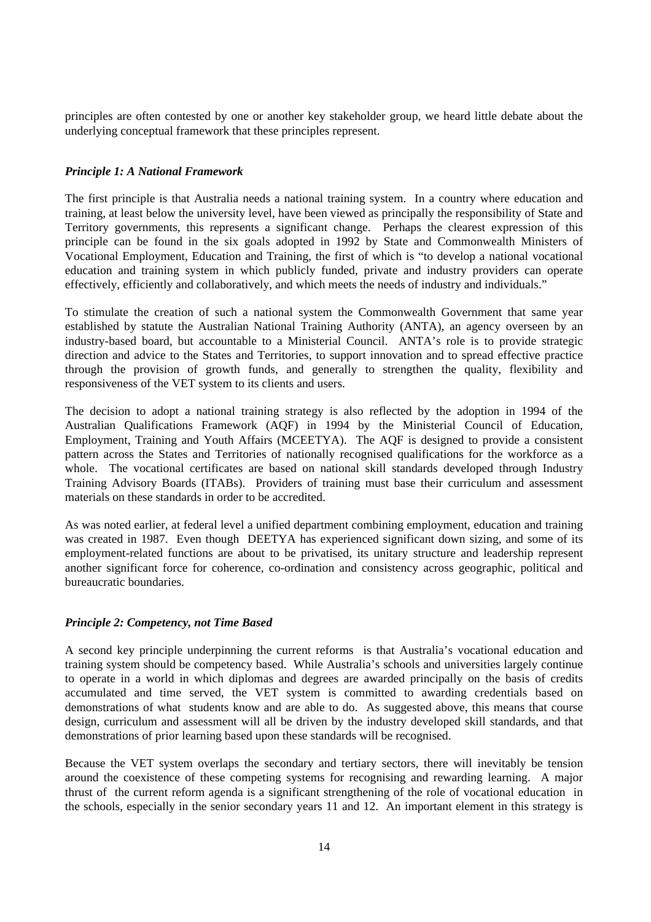principles are often contested by one or another key stakeholder group, we heard little debate about the underlying conceptual framework that these principles represent.

***Principle 1: A National Framework***

The first principle is that Australia needs a national training system. In a country where education and training, at least below the university level, have been viewed as principally the responsibility of State and Territory governments, this represents a significant change. Perhaps the clearest expression of this principle can be found in the six goals adopted in 1992 by State and Commonwealth Ministers of Vocational Employment, Education and Training, the first of which is "to develop a national vocational education and training system in which publicly funded, private and industry providers can operate effectively, efficiently and collaboratively, and which meets the needs of industry and individuals."

To stimulate the creation of such a national system the Commonwealth Government that same year established by statute the Australian National Training Authority (ANTA), an agency overseen by an industry-based board, but accountable to a Ministerial Council. ANTA's role is to provide strategic direction and advice to the States and Territories, to support innovation and to spread effective practice through the provision of growth funds, and generally to strengthen the quality, flexibility and responsiveness of the VET system to its clients and users.

The decision to adopt a national training strategy is also reflected by the adoption in 1994 of the Australian Qualifications Framework (AQF) in 1994 by the Ministerial Council of Education, Employment, Training and Youth Affairs (MCEETYA). The AQF is designed to provide a consistent pattern across the States and Territories of nationally recognised qualifications for the workforce as a whole. The vocational certificates are based on national skill standards developed through Industry Training Advisory Boards (ITABs). Providers of training must base their curriculum and assessment materials on these standards in order to be accredited.

As was noted earlier, at federal level a unified department combining employment, education and training was created in 1987. Even though DEETYA has experienced significant down sizing, and some of its employment-related functions are about to be privatised, its unitary structure and leadership represent another significant force for coherence, co-ordination and consistency across geographic, political and bureaucratic boundaries.

***Principle 2: Competency, not Time Based***

A second key principle underpinning the current reforms is that Australia's vocational education and training system should be competency based. While Australia's schools and universities largely continue to operate in a world in which diplomas and degrees are awarded principally on the basis of credits accumulated and time served, the VET system is committed to awarding credentials based on demonstrations of what students know and are able to do. As suggested above, this means that course design, curriculum and assessment will all be driven by the industry developed skill standards, and that demonstrations of prior learning based upon these standards will be recognised.

Because the VET system overlaps the secondary and tertiary sectors, there will inevitably be tension around the coexistence of these competing systems for recognising and rewarding learning. A major thrust of the current reform agenda is a significant strengthening of the role of vocational education in the schools, especially in the senior secondary years 11 and 12. An important element in this strategy is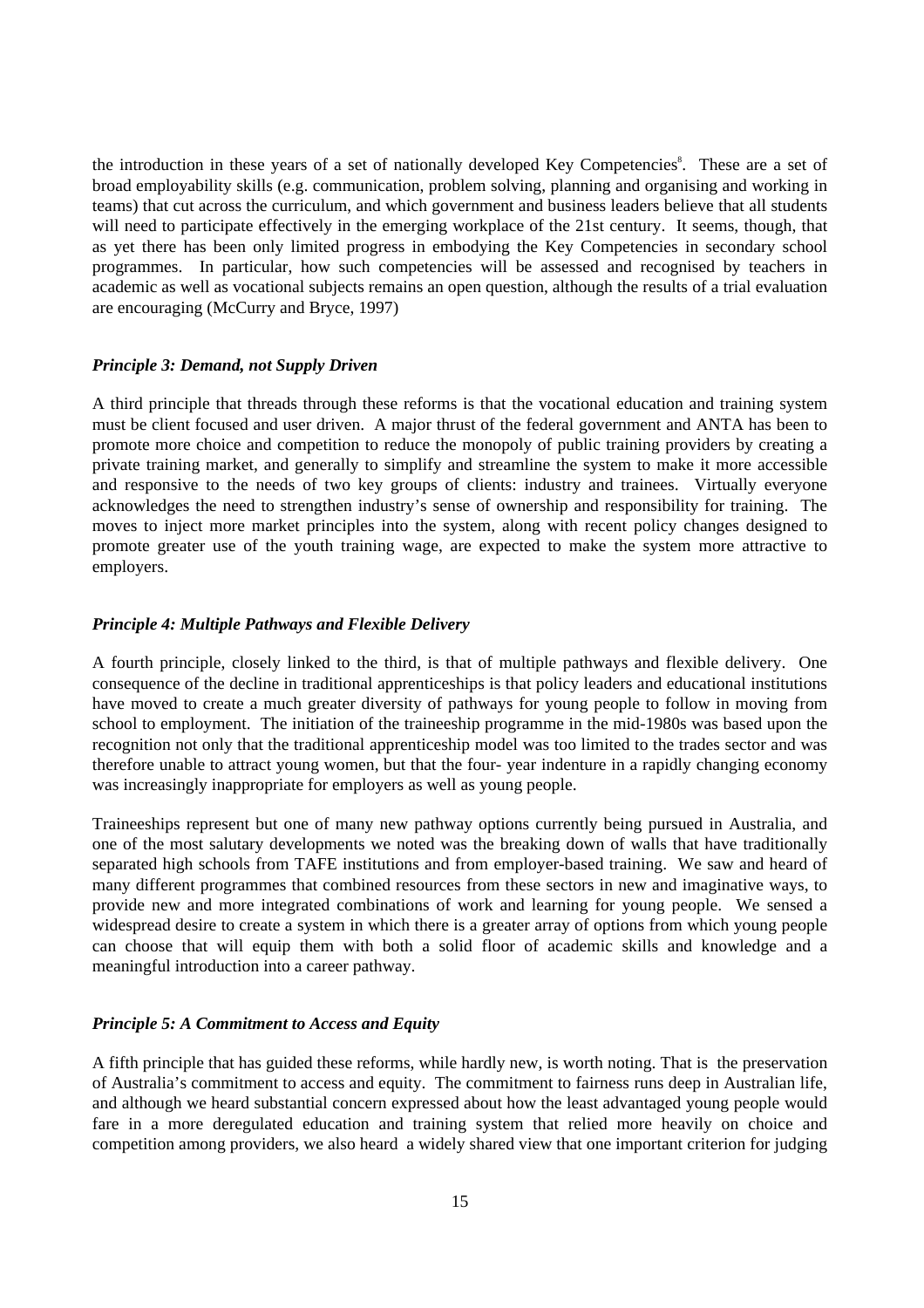the introduction in these years of a set of nationally developed Key Competencies[8]. These are a set of broad employability skills (e.g. communication, problem solving, planning and organising and working in teams) that cut across the curriculum, and which government and business leaders believe that all students will need to participate effectively in the emerging workplace of the 21st century. It seems, though, that as yet there has been only limited progress in embodying the Key Competencies in secondary school programmes. In particular, how such competencies will be assessed and recognised by teachers in academic as well as vocational subjects remains an open question, although the results of a trial evaluation are encouraging (McCurry and Bryce, 1997)

***Principle 3: Demand, not Supply Driven***

A third principle that threads through these reforms is that the vocational education and training system must be client focused and user driven. A major thrust of the federal government and ANTA has been to promote more choice and competition to reduce the monopoly of public training providers by creating a private training market, and generally to simplify and streamline the system to make it more accessible and responsive to the needs of two key groups of clients: industry and trainees. Virtually everyone acknowledges the need to strengthen industry's sense of ownership and responsibility for training. The moves to inject more market principles into the system, along with recent policy changes designed to promote greater use of the youth training wage, are expected to make the system more attractive to employers.

***Principle 4: Multiple Pathways and Flexible Delivery***

A fourth principle, closely linked to the third, is that of multiple pathways and flexible delivery. One consequence of the decline in traditional apprenticeships is that policy leaders and educational institutions have moved to create a much greater diversity of pathways for young people to follow in moving from school to employment. The initiation of the traineeship programme in the mid-1980s was based upon the recognition not only that the traditional apprenticeship model was too limited to the trades sector and was therefore unable to attract young women, but that the four- year indenture in a rapidly changing economy was increasingly inappropriate for employers as well as young people.

Traineeships represent but one of many new pathway options currently being pursued in Australia, and one of the most salutary developments we noted was the breaking down of walls that have traditionally separated high schools from TAFE institutions and from employer-based training. We saw and heard of many different programmes that combined resources from these sectors in new and imaginative ways, to provide new and more integrated combinations of work and learning for young people. We sensed a widespread desire to create a system in which there is a greater array of options from which young people can choose that will equip them with both a solid floor of academic skills and knowledge and a meaningful introduction into a career pathway.

***Principle 5: A Commitment to Access and Equity***

A fifth principle that has guided these reforms, while hardly new, is worth noting. That is the preservation of Australia's commitment to access and equity. The commitment to fairness runs deep in Australian life, and although we heard substantial concern expressed about how the least advantaged young people would fare in a more deregulated education and training system that relied more heavily on choice and competition among providers, we also heard a widely shared view that one important criterion for judging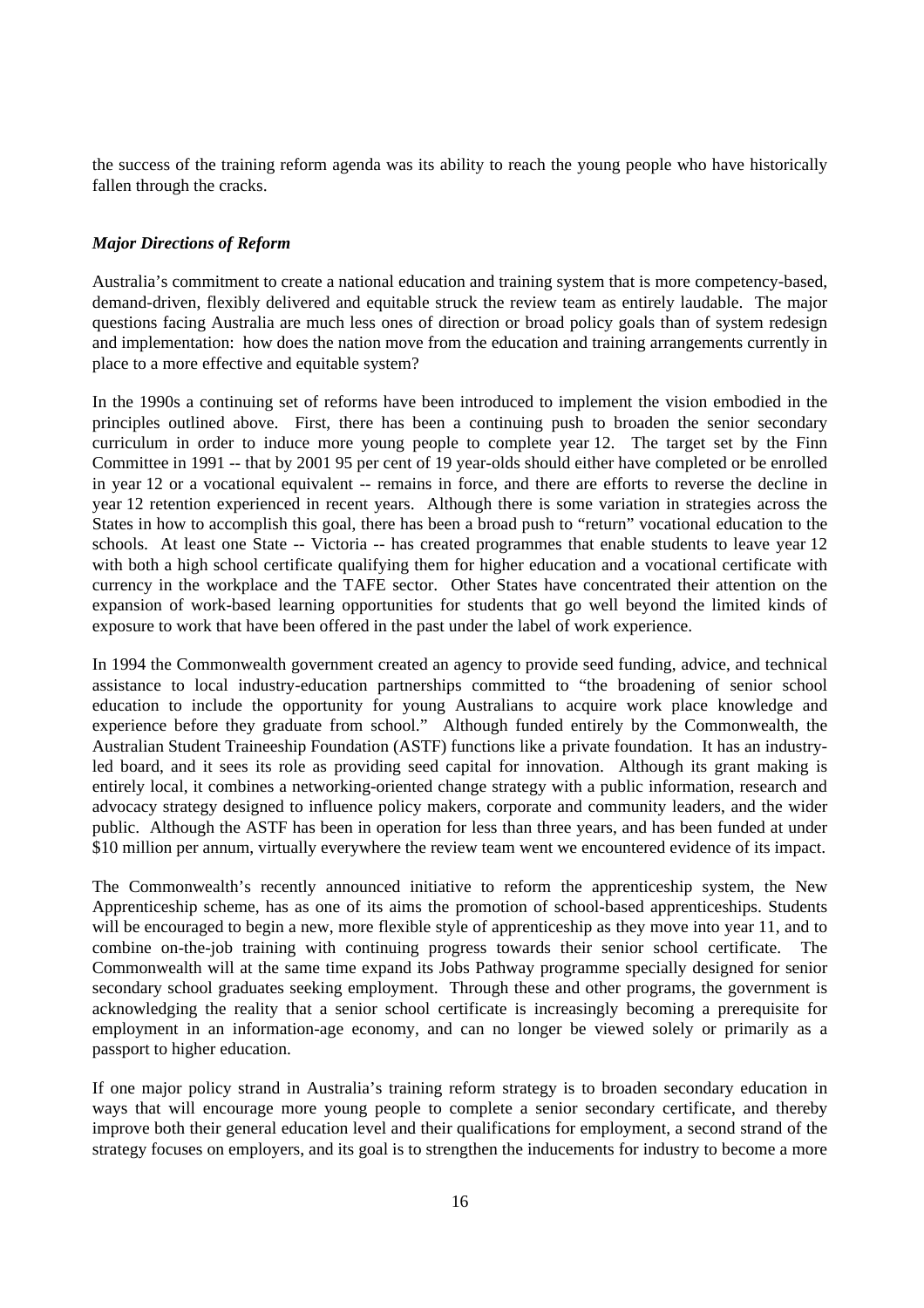the success of the training reform agenda was its ability to reach the young people who have historically fallen through the cracks.

### *Major Directions of Reform*

Australia's commitment to create a national education and training system that is more competency-based, demand-driven, flexibly delivered and equitable struck the review team as entirely laudable. The major questions facing Australia are much less ones of direction or broad policy goals than of system redesign and implementation: how does the nation move from the education and training arrangements currently in place to a more effective and equitable system?

In the 1990s a continuing set of reforms have been introduced to implement the vision embodied in the principles outlined above. First, there has been a continuing push to broaden the senior secondary curriculum in order to induce more young people to complete year 12. The target set by the Finn Committee in 1991 -- that by 2001 95 per cent of 19 year-olds should either have completed or be enrolled in year 12 or a vocational equivalent -- remains in force, and there are efforts to reverse the decline in year 12 retention experienced in recent years. Although there is some variation in strategies across the States in how to accomplish this goal, there has been a broad push to "return" vocational education to the schools. At least one State -- Victoria -- has created programmes that enable students to leave year 12 with both a high school certificate qualifying them for higher education and a vocational certificate with currency in the workplace and the TAFE sector. Other States have concentrated their attention on the expansion of work-based learning opportunities for students that go well beyond the limited kinds of exposure to work that have been offered in the past under the label of work experience.

In 1994 the Commonwealth government created an agency to provide seed funding, advice, and technical assistance to local industry-education partnerships committed to "the broadening of senior school education to include the opportunity for young Australians to acquire work place knowledge and experience before they graduate from school." Although funded entirely by the Commonwealth, the Australian Student Traineeship Foundation (ASTF) functions like a private foundation. It has an industry-led board, and it sees its role as providing seed capital for innovation. Although its grant making is entirely local, it combines a networking-oriented change strategy with a public information, research and advocacy strategy designed to influence policy makers, corporate and community leaders, and the wider public. Although the ASTF has been in operation for less than three years, and has been funded at under $10 million per annum, virtually everywhere the review team went we encountered evidence of its impact.

The Commonwealth's recently announced initiative to reform the apprenticeship system, the New Apprenticeship scheme, has as one of its aims the promotion of school-based apprenticeships. Students will be encouraged to begin a new, more flexible style of apprenticeship as they move into year 11, and to combine on-the-job training with continuing progress towards their senior school certificate. The Commonwealth will at the same time expand its Jobs Pathway programme specially designed for senior secondary school graduates seeking employment. Through these and other programs, the government is acknowledging the reality that a senior school certificate is increasingly becoming a prerequisite for employment in an information-age economy, and can no longer be viewed solely or primarily as a passport to higher education.

If one major policy strand in Australia's training reform strategy is to broaden secondary education in ways that will encourage more young people to complete a senior secondary certificate, and thereby improve both their general education level and their qualifications for employment, a second strand of the strategy focuses on employers, and its goal is to strengthen the inducements for industry to become a more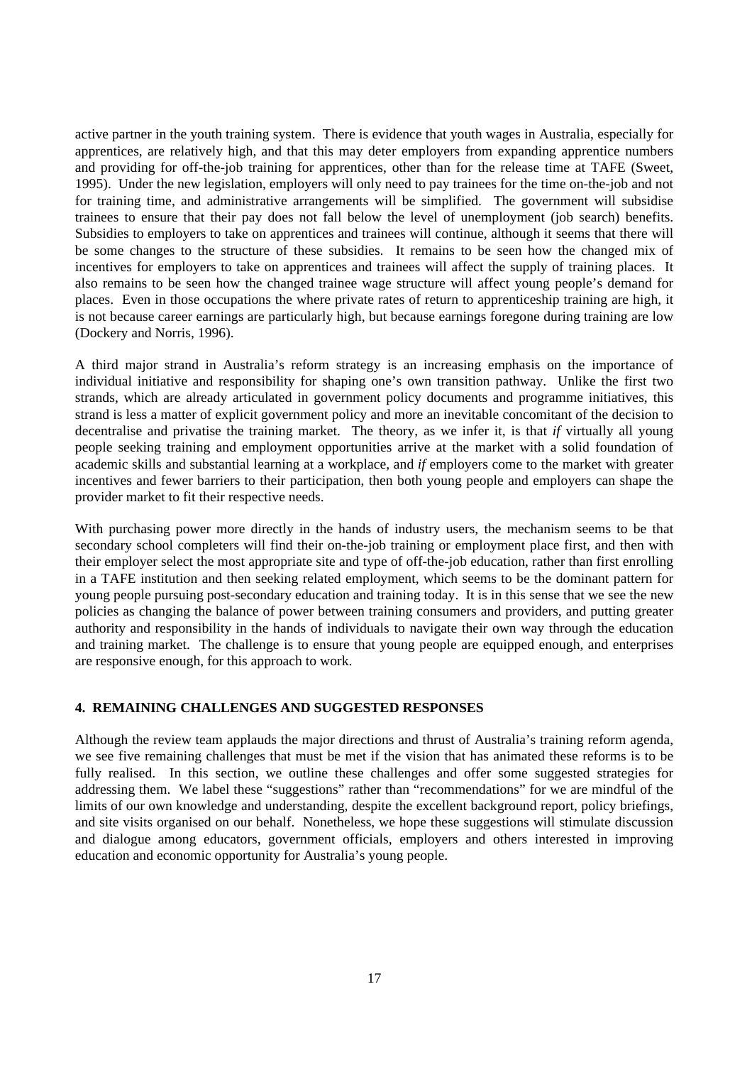active partner in the youth training system. There is evidence that youth wages in Australia, especially for apprentices, are relatively high, and that this may deter employers from expanding apprentice numbers and providing for off-the-job training for apprentices, other than for the release time at TAFE (Sweet, 1995). Under the new legislation, employers will only need to pay trainees for the time on-the-job and not for training time, and administrative arrangements will be simplified. The government will subsidise trainees to ensure that their pay does not fall below the level of unemployment (job search) benefits. Subsidies to employers to take on apprentices and trainees will continue, although it seems that there will be some changes to the structure of these subsidies. It remains to be seen how the changed mix of incentives for employers to take on apprentices and trainees will affect the supply of training places. It also remains to be seen how the changed trainee wage structure will affect young people's demand for places. Even in those occupations the where private rates of return to apprenticeship training are high, it is not because career earnings are particularly high, but because earnings foregone during training are low (Dockery and Norris, 1996).

A third major strand in Australia's reform strategy is an increasing emphasis on the importance of individual initiative and responsibility for shaping one's own transition pathway. Unlike the first two strands, which are already articulated in government policy documents and programme initiatives, this strand is less a matter of explicit government policy and more an inevitable concomitant of the decision to decentralise and privatise the training market. The theory, as we infer it, is that *if* virtually all young people seeking training and employment opportunities arrive at the market with a solid foundation of academic skills and substantial learning at a workplace, and *if* employers come to the market with greater incentives and fewer barriers to their participation, then both young people and employers can shape the provider market to fit their respective needs.

With purchasing power more directly in the hands of industry users, the mechanism seems to be that secondary school completers will find their on-the-job training or employment place first, and then with their employer select the most appropriate site and type of off-the-job education, rather than first enrolling in a TAFE institution and then seeking related employment, which seems to be the dominant pattern for young people pursuing post-secondary education and training today. It is in this sense that we see the new policies as changing the balance of power between training consumers and providers, and putting greater authority and responsibility in the hands of individuals to navigate their own way through the education and training market. The challenge is to ensure that young people are equipped enough, and enterprises are responsive enough, for this approach to work.

## 4. REMAINING CHALLENGES AND SUGGESTED RESPONSES

Although the review team applauds the major directions and thrust of Australia's training reform agenda, we see five remaining challenges that must be met if the vision that has animated these reforms is to be fully realised. In this section, we outline these challenges and offer some suggested strategies for addressing them. We label these "suggestions" rather than "recommendations" for we are mindful of the limits of our own knowledge and understanding, despite the excellent background report, policy briefings, and site visits organised on our behalf. Nonetheless, we hope these suggestions will stimulate discussion and dialogue among educators, government officials, employers and others interested in improving education and economic opportunity for Australia's young people.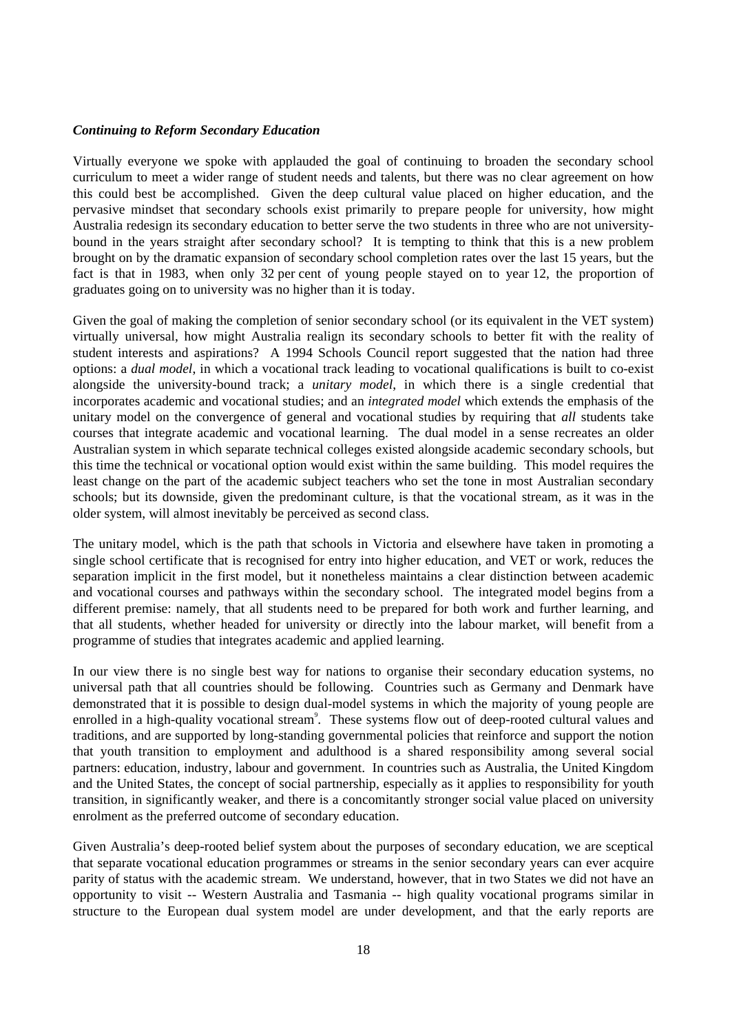***Continuing to Reform Secondary Education***

Virtually everyone we spoke with applauded the goal of continuing to broaden the secondary school curriculum to meet a wider range of student needs and talents, but there was no clear agreement on how this could best be accomplished. Given the deep cultural value placed on higher education, and the pervasive mindset that secondary schools exist primarily to prepare people for university, how might Australia redesign its secondary education to better serve the two students in three who are not university-bound in the years straight after secondary school? It is tempting to think that this is a new problem brought on by the dramatic expansion of secondary school completion rates over the last 15 years, but the fact is that in 1983, when only 32 per cent of young people stayed on to year 12, the proportion of graduates going on to university was no higher than it is today.

Given the goal of making the completion of senior secondary school (or its equivalent in the VET system) virtually universal, how might Australia realign its secondary schools to better fit with the reality of student interests and aspirations? A 1994 Schools Council report suggested that the nation had three options: a *dual model*, in which a vocational track leading to vocational qualifications is built to co-exist alongside the university-bound track; a *unitary model*, in which there is a single credential that incorporates academic and vocational studies; and an *integrated model* which extends the emphasis of the unitary model on the convergence of general and vocational studies by requiring that *all* students take courses that integrate academic and vocational learning. The dual model in a sense recreates an older Australian system in which separate technical colleges existed alongside academic secondary schools, but this time the technical or vocational option would exist within the same building. This model requires the least change on the part of the academic subject teachers who set the tone in most Australian secondary schools; but its downside, given the predominant culture, is that the vocational stream, as it was in the older system, will almost inevitably be perceived as second class.

The unitary model, which is the path that schools in Victoria and elsewhere have taken in promoting a single school certificate that is recognised for entry into higher education, and VET or work, reduces the separation implicit in the first model, but it nonetheless maintains a clear distinction between academic and vocational courses and pathways within the secondary school. The integrated model begins from a different premise: namely, that all students need to be prepared for both work and further learning, and that all students, whether headed for university or directly into the labour market, will benefit from a programme of studies that integrates academic and applied learning.

In our view there is no single best way for nations to organise their secondary education systems, no universal path that all countries should be following. Countries such as Germany and Denmark have demonstrated that it is possible to design dual-model systems in which the majority of young people are enrolled in a high-quality vocational stream[9]. These systems flow out of deep-rooted cultural values and traditions, and are supported by long-standing governmental policies that reinforce and support the notion that youth transition to employment and adulthood is a shared responsibility among several social partners: education, industry, labour and government. In countries such as Australia, the United Kingdom and the United States, the concept of social partnership, especially as it applies to responsibility for youth transition, in significantly weaker, and there is a concomitantly stronger social value placed on university enrolment as the preferred outcome of secondary education.

Given Australia's deep-rooted belief system about the purposes of secondary education, we are sceptical that separate vocational education programmes or streams in the senior secondary years can ever acquire parity of status with the academic stream. We understand, however, that in two States we did not have an opportunity to visit -- Western Australia and Tasmania -- high quality vocational programs similar in structure to the European dual system model are under development, and that the early reports are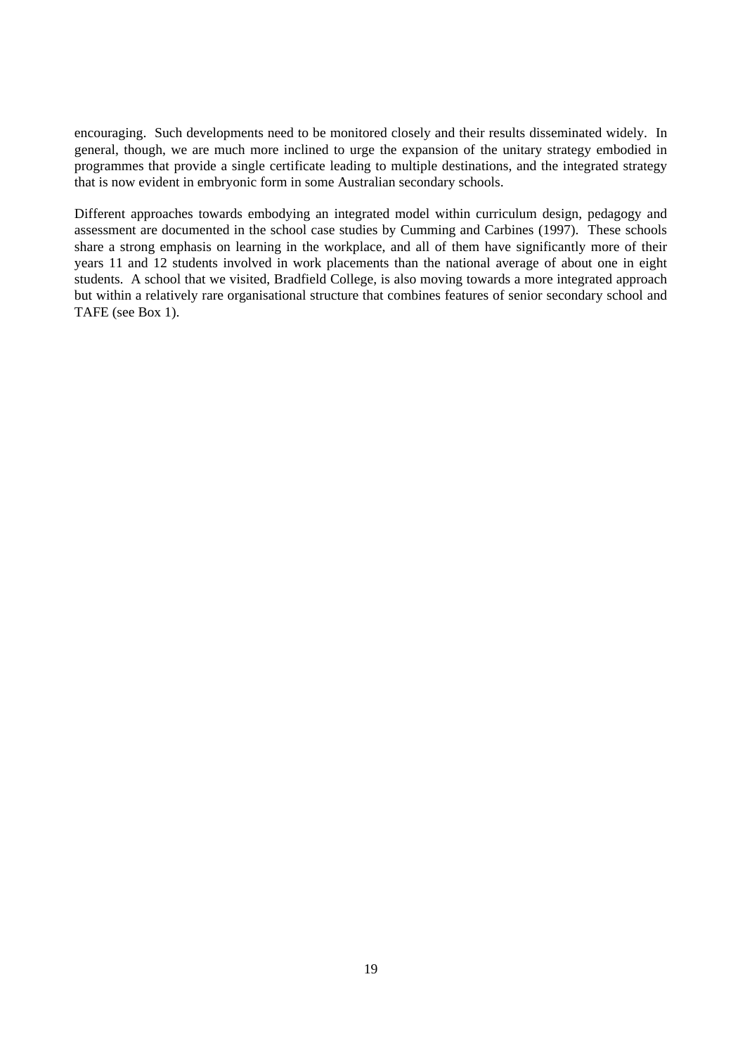encouraging. Such developments need to be monitored closely and their results disseminated widely. In general, though, we are much more inclined to urge the expansion of the unitary strategy embodied in programmes that provide a single certificate leading to multiple destinations, and the integrated strategy that is now evident in embryonic form in some Australian secondary schools.

Different approaches towards embodying an integrated model within curriculum design, pedagogy and assessment are documented in the school case studies by Cumming and Carbines (1997). These schools share a strong emphasis on learning in the workplace, and all of them have significantly more of their years 11 and 12 students involved in work placements than the national average of about one in eight students. A school that we visited, Bradfield College, is also moving towards a more integrated approach but within a relatively rare organisational structure that combines features of senior secondary school and TAFE (see Box 1).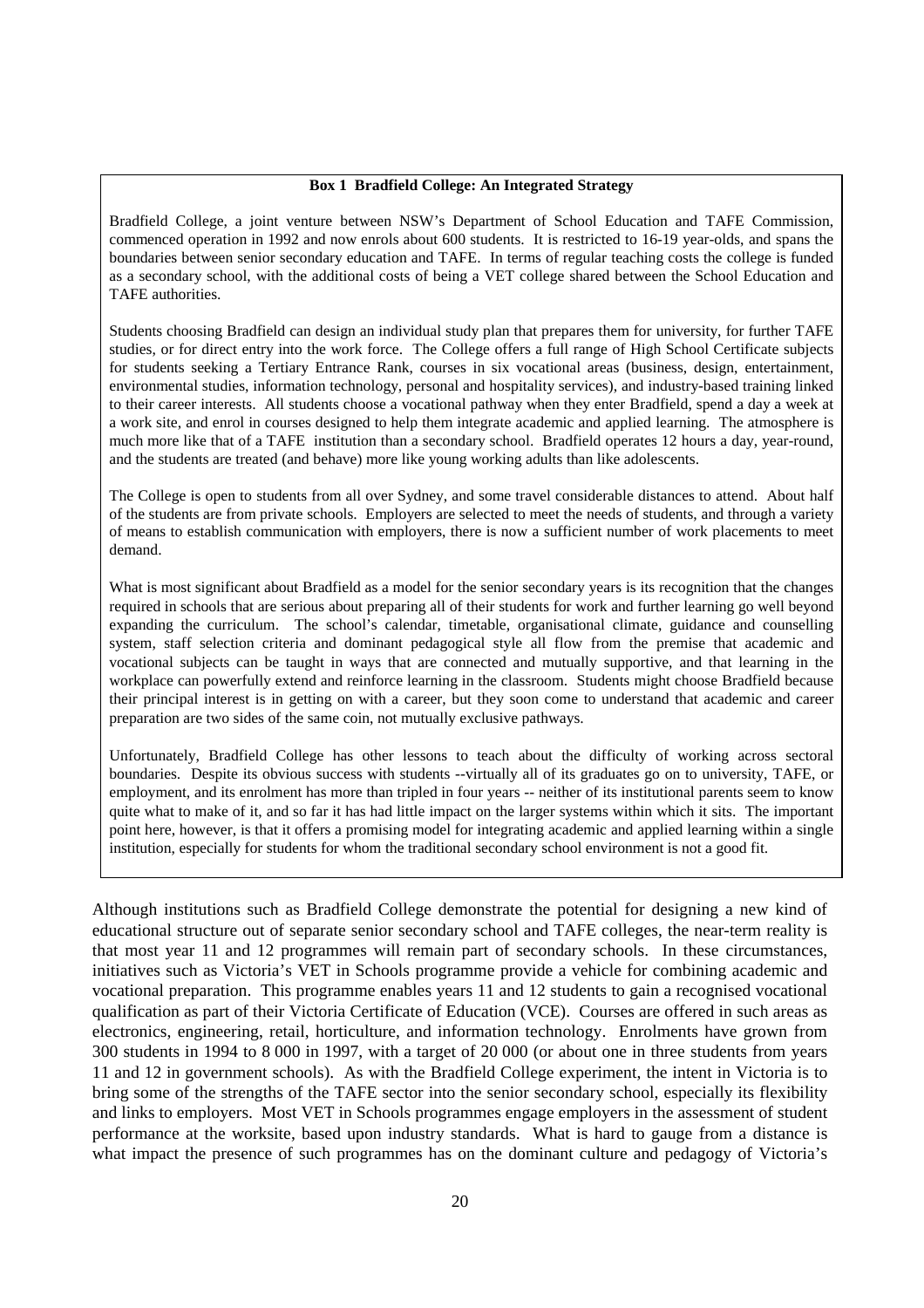**Box 1 Bradfield College: An Integrated Strategy**

Bradfield College, a joint venture between NSW's Department of School Education and TAFE Commission, commenced operation in 1992 and now enrols about 600 students. It is restricted to 16-19 year-olds, and spans the boundaries between senior secondary education and TAFE. In terms of regular teaching costs the college is funded as a secondary school, with the additional costs of being a VET college shared between the School Education and TAFE authorities.

Students choosing Bradfield can design an individual study plan that prepares them for university, for further TAFE studies, or for direct entry into the work force. The College offers a full range of High School Certificate subjects for students seeking a Tertiary Entrance Rank, courses in six vocational areas (business, design, entertainment, environmental studies, information technology, personal and hospitality services), and industry-based training linked to their career interests. All students choose a vocational pathway when they enter Bradfield, spend a day a week at a work site, and enrol in courses designed to help them integrate academic and applied learning. The atmosphere is much more like that of a TAFE institution than a secondary school. Bradfield operates 12 hours a day, year-round, and the students are treated (and behave) more like young working adults than like adolescents.

The College is open to students from all over Sydney, and some travel considerable distances to attend. About half of the students are from private schools. Employers are selected to meet the needs of students, and through a variety of means to establish communication with employers, there is now a sufficient number of work placements to meet demand.

What is most significant about Bradfield as a model for the senior secondary years is its recognition that the changes required in schools that are serious about preparing all of their students for work and further learning go well beyond expanding the curriculum. The school's calendar, timetable, organisational climate, guidance and counselling system, staff selection criteria and dominant pedagogical style all flow from the premise that academic and vocational subjects can be taught in ways that are connected and mutually supportive, and that learning in the workplace can powerfully extend and reinforce learning in the classroom. Students might choose Bradfield because their principal interest is in getting on with a career, but they soon come to understand that academic and career preparation are two sides of the same coin, not mutually exclusive pathways.

Unfortunately, Bradfield College has other lessons to teach about the difficulty of working across sectoral boundaries. Despite its obvious success with students --virtually all of its graduates go on to university, TAFE, or employment, and its enrolment has more than tripled in four years -- neither of its institutional parents seem to know quite what to make of it, and so far it has had little impact on the larger systems within which it sits. The important point here, however, is that it offers a promising model for integrating academic and applied learning within a single institution, especially for students for whom the traditional secondary school environment is not a good fit.

Although institutions such as Bradfield College demonstrate the potential for designing a new kind of educational structure out of separate senior secondary school and TAFE colleges, the near-term reality is that most year 11 and 12 programmes will remain part of secondary schools. In these circumstances, initiatives such as Victoria's VET in Schools programme provide a vehicle for combining academic and vocational preparation. This programme enables years 11 and 12 students to gain a recognised vocational qualification as part of their Victoria Certificate of Education (VCE). Courses are offered in such areas as electronics, engineering, retail, horticulture, and information technology. Enrolments have grown from 300 students in 1994 to 8 000 in 1997, with a target of 20 000 (or about one in three students from years 11 and 12 in government schools). As with the Bradfield College experiment, the intent in Victoria is to bring some of the strengths of the TAFE sector into the senior secondary school, especially its flexibility and links to employers. Most VET in Schools programmes engage employers in the assessment of student performance at the worksite, based upon industry standards. What is hard to gauge from a distance is what impact the presence of such programmes has on the dominant culture and pedagogy of Victoria's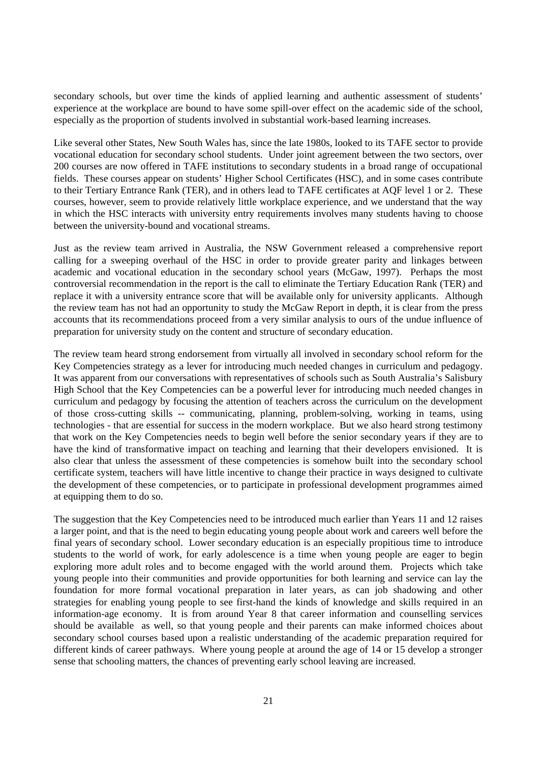secondary schools, but over time the kinds of applied learning and authentic assessment of students' experience at the workplace are bound to have some spill-over effect on the academic side of the school, especially as the proportion of students involved in substantial work-based learning increases.

Like several other States, New South Wales has, since the late 1980s, looked to its TAFE sector to provide vocational education for secondary school students. Under joint agreement between the two sectors, over 200 courses are now offered in TAFE institutions to secondary students in a broad range of occupational fields. These courses appear on students' Higher School Certificates (HSC), and in some cases contribute to their Tertiary Entrance Rank (TER), and in others lead to TAFE certificates at AQF level 1 or 2. These courses, however, seem to provide relatively little workplace experience, and we understand that the way in which the HSC interacts with university entry requirements involves many students having to choose between the university-bound and vocational streams.

Just as the review team arrived in Australia, the NSW Government released a comprehensive report calling for a sweeping overhaul of the HSC in order to provide greater parity and linkages between academic and vocational education in the secondary school years (McGaw, 1997). Perhaps the most controversial recommendation in the report is the call to eliminate the Tertiary Education Rank (TER) and replace it with a university entrance score that will be available only for university applicants. Although the review team has not had an opportunity to study the McGaw Report in depth, it is clear from the press accounts that its recommendations proceed from a very similar analysis to ours of the undue influence of preparation for university study on the content and structure of secondary education.

The review team heard strong endorsement from virtually all involved in secondary school reform for the Key Competencies strategy as a lever for introducing much needed changes in curriculum and pedagogy. It was apparent from our conversations with representatives of schools such as South Australia's Salisbury High School that the Key Competencies can be a powerful lever for introducing much needed changes in curriculum and pedagogy by focusing the attention of teachers across the curriculum on the development of those cross-cutting skills -- communicating, planning, problem-solving, working in teams, using technologies - that are essential for success in the modern workplace. But we also heard strong testimony that work on the Key Competencies needs to begin well before the senior secondary years if they are to have the kind of transformative impact on teaching and learning that their developers envisioned. It is also clear that unless the assessment of these competencies is somehow built into the secondary school certificate system, teachers will have little incentive to change their practice in ways designed to cultivate the development of these competencies, or to participate in professional development programmes aimed at equipping them to do so.

The suggestion that the Key Competencies need to be introduced much earlier than Years 11 and 12 raises a larger point, and that is the need to begin educating young people about work and careers well before the final years of secondary school. Lower secondary education is an especially propitious time to introduce students to the world of work, for early adolescence is a time when young people are eager to begin exploring more adult roles and to become engaged with the world around them. Projects which take young people into their communities and provide opportunities for both learning and service can lay the foundation for more formal vocational preparation in later years, as can job shadowing and other strategies for enabling young people to see first-hand the kinds of knowledge and skills required in an information-age economy. It is from around Year 8 that career information and counselling services should be available as well, so that young people and their parents can make informed choices about secondary school courses based upon a realistic understanding of the academic preparation required for different kinds of career pathways. Where young people at around the age of 14 or 15 develop a stronger sense that schooling matters, the chances of preventing early school leaving are increased.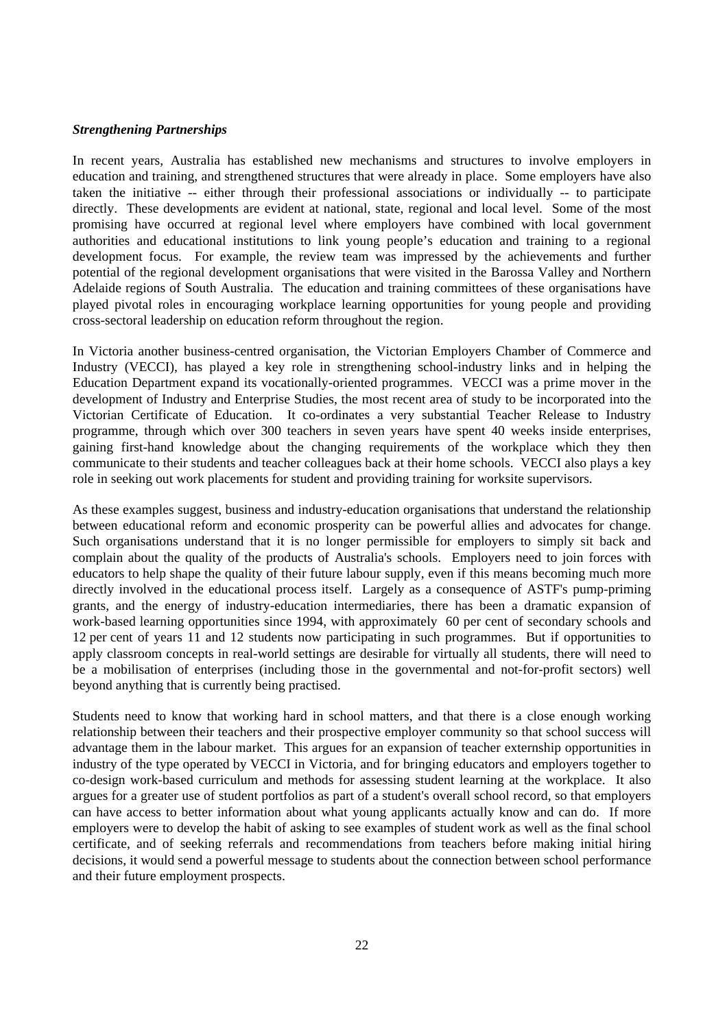***Strengthening Partnerships***

In recent years, Australia has established new mechanisms and structures to involve employers in education and training, and strengthened structures that were already in place. Some employers have also taken the initiative -- either through their professional associations or individually -- to participate directly. These developments are evident at national, state, regional and local level. Some of the most promising have occurred at regional level where employers have combined with local government authorities and educational institutions to link young people's education and training to a regional development focus. For example, the review team was impressed by the achievements and further potential of the regional development organisations that were visited in the Barossa Valley and Northern Adelaide regions of South Australia. The education and training committees of these organisations have played pivotal roles in encouraging workplace learning opportunities for young people and providing cross-sectoral leadership on education reform throughout the region.

In Victoria another business-centred organisation, the Victorian Employers Chamber of Commerce and Industry (VECCI), has played a key role in strengthening school-industry links and in helping the Education Department expand its vocationally-oriented programmes. VECCI was a prime mover in the development of Industry and Enterprise Studies, the most recent area of study to be incorporated into the Victorian Certificate of Education. It co-ordinates a very substantial Teacher Release to Industry programme, through which over 300 teachers in seven years have spent 40 weeks inside enterprises, gaining first-hand knowledge about the changing requirements of the workplace which they then communicate to their students and teacher colleagues back at their home schools. VECCI also plays a key role in seeking out work placements for student and providing training for worksite supervisors.

As these examples suggest, business and industry-education organisations that understand the relationship between educational reform and economic prosperity can be powerful allies and advocates for change. Such organisations understand that it is no longer permissible for employers to simply sit back and complain about the quality of the products of Australia's schools. Employers need to join forces with educators to help shape the quality of their future labour supply, even if this means becoming much more directly involved in the educational process itself. Largely as a consequence of ASTF's pump-priming grants, and the energy of industry-education intermediaries, there has been a dramatic expansion of work-based learning opportunities since 1994, with approximately 60 per cent of secondary schools and 12 per cent of years 11 and 12 students now participating in such programmes. But if opportunities to apply classroom concepts in real-world settings are desirable for virtually all students, there will need to be a mobilisation of enterprises (including those in the governmental and not-for-profit sectors) well beyond anything that is currently being practised.

Students need to know that working hard in school matters, and that there is a close enough working relationship between their teachers and their prospective employer community so that school success will advantage them in the labour market. This argues for an expansion of teacher externship opportunities in industry of the type operated by VECCI in Victoria, and for bringing educators and employers together to co-design work-based curriculum and methods for assessing student learning at the workplace. It also argues for a greater use of student portfolios as part of a student's overall school record, so that employers can have access to better information about what young applicants actually know and can do. If more employers were to develop the habit of asking to see examples of student work as well as the final school certificate, and of seeking referrals and recommendations from teachers before making initial hiring decisions, it would send a powerful message to students about the connection between school performance and their future employment prospects.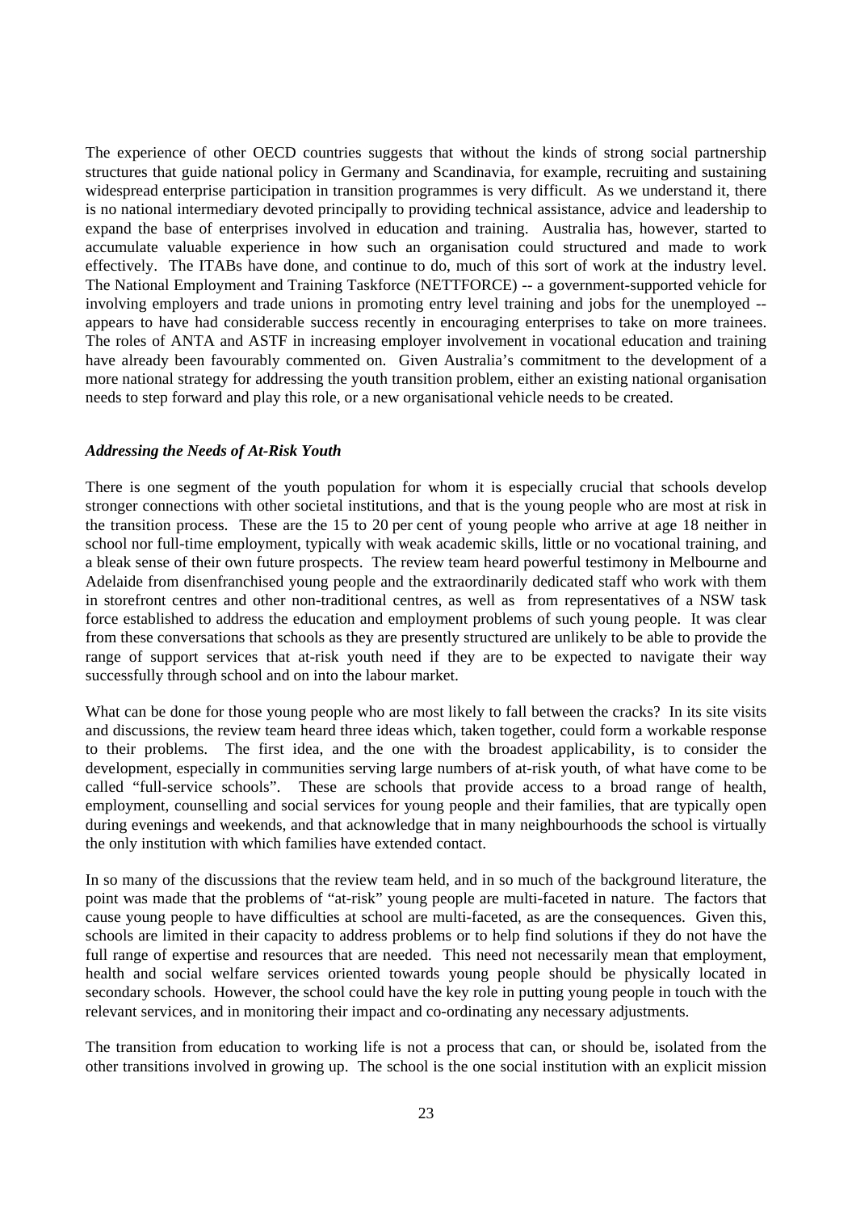The experience of other OECD countries suggests that without the kinds of strong social partnership structures that guide national policy in Germany and Scandinavia, for example, recruiting and sustaining widespread enterprise participation in transition programmes is very difficult. As we understand it, there is no national intermediary devoted principally to providing technical assistance, advice and leadership to expand the base of enterprises involved in education and training. Australia has, however, started to accumulate valuable experience in how such an organisation could structured and made to work effectively. The ITABs have done, and continue to do, much of this sort of work at the industry level. The National Employment and Training Taskforce (NETTFORCE) -- a government-supported vehicle for involving employers and trade unions in promoting entry level training and jobs for the unemployed -- appears to have had considerable success recently in encouraging enterprises to take on more trainees. The roles of ANTA and ASTF in increasing employer involvement in vocational education and training have already been favourably commented on. Given Australia's commitment to the development of a more national strategy for addressing the youth transition problem, either an existing national organisation needs to step forward and play this role, or a new organisational vehicle needs to be created.

***Addressing the Needs of At-Risk Youth***

There is one segment of the youth population for whom it is especially crucial that schools develop stronger connections with other societal institutions, and that is the young people who are most at risk in the transition process. These are the 15 to 20 per cent of young people who arrive at age 18 neither in school nor full-time employment, typically with weak academic skills, little or no vocational training, and a bleak sense of their own future prospects. The review team heard powerful testimony in Melbourne and Adelaide from disenfranchised young people and the extraordinarily dedicated staff who work with them in storefront centres and other non-traditional centres, as well as from representatives of a NSW task force established to address the education and employment problems of such young people. It was clear from these conversations that schools as they are presently structured are unlikely to be able to provide the range of support services that at-risk youth need if they are to be expected to navigate their way successfully through school and on into the labour market.

What can be done for those young people who are most likely to fall between the cracks? In its site visits and discussions, the review team heard three ideas which, taken together, could form a workable response to their problems. The first idea, and the one with the broadest applicability, is to consider the development, especially in communities serving large numbers of at-risk youth, of what have come to be called "full-service schools". These are schools that provide access to a broad range of health, employment, counselling and social services for young people and their families, that are typically open during evenings and weekends, and that acknowledge that in many neighbourhoods the school is virtually the only institution with which families have extended contact.

In so many of the discussions that the review team held, and in so much of the background literature, the point was made that the problems of "at-risk" young people are multi-faceted in nature. The factors that cause young people to have difficulties at school are multi-faceted, as are the consequences. Given this, schools are limited in their capacity to address problems or to help find solutions if they do not have the full range of expertise and resources that are needed. This need not necessarily mean that employment, health and social welfare services oriented towards young people should be physically located in secondary schools. However, the school could have the key role in putting young people in touch with the relevant services, and in monitoring their impact and co-ordinating any necessary adjustments.

The transition from education to working life is not a process that can, or should be, isolated from the other transitions involved in growing up. The school is the one social institution with an explicit mission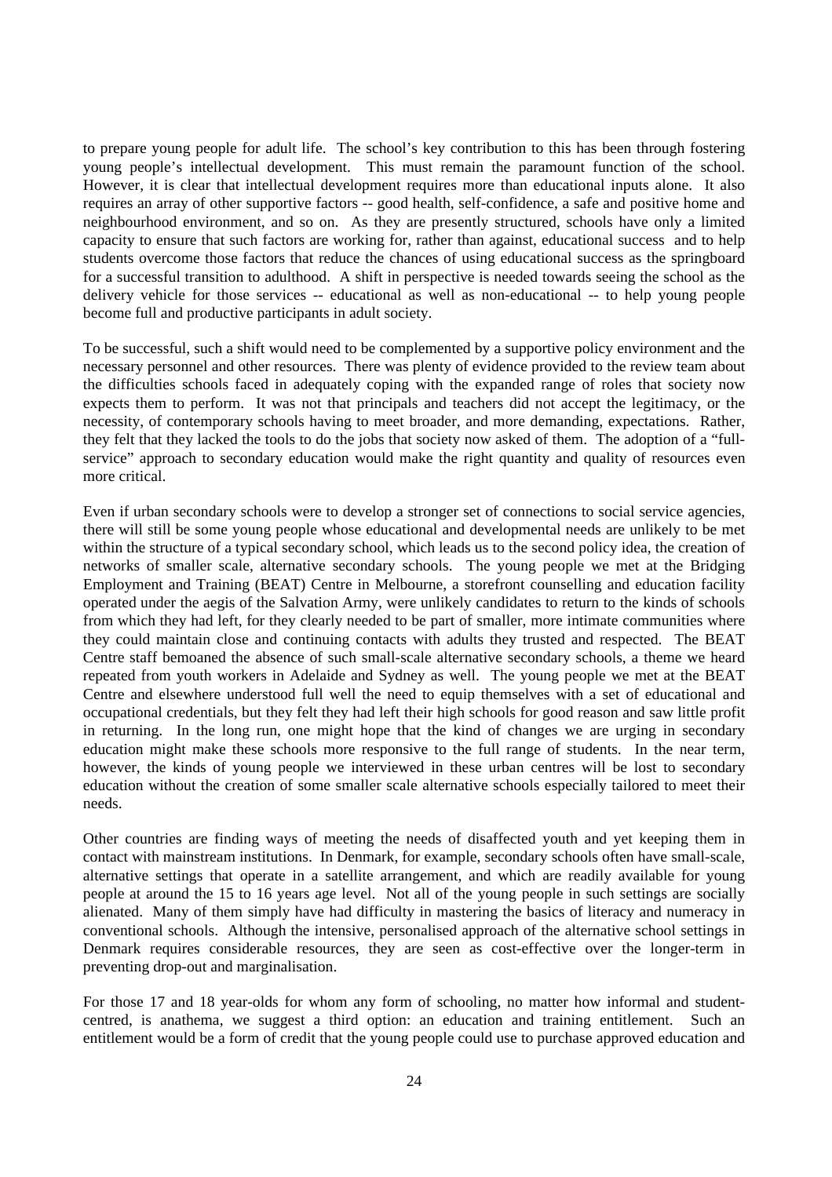to prepare young people for adult life. The school's key contribution to this has been through fostering young people's intellectual development. This must remain the paramount function of the school. However, it is clear that intellectual development requires more than educational inputs alone. It also requires an array of other supportive factors -- good health, self-confidence, a safe and positive home and neighbourhood environment, and so on. As they are presently structured, schools have only a limited capacity to ensure that such factors are working for, rather than against, educational success and to help students overcome those factors that reduce the chances of using educational success as the springboard for a successful transition to adulthood. A shift in perspective is needed towards seeing the school as the delivery vehicle for those services -- educational as well as non-educational -- to help young people become full and productive participants in adult society.

To be successful, such a shift would need to be complemented by a supportive policy environment and the necessary personnel and other resources. There was plenty of evidence provided to the review team about the difficulties schools faced in adequately coping with the expanded range of roles that society now expects them to perform. It was not that principals and teachers did not accept the legitimacy, or the necessity, of contemporary schools having to meet broader, and more demanding, expectations. Rather, they felt that they lacked the tools to do the jobs that society now asked of them. The adoption of a "full-service" approach to secondary education would make the right quantity and quality of resources even more critical.

Even if urban secondary schools were to develop a stronger set of connections to social service agencies, there will still be some young people whose educational and developmental needs are unlikely to be met within the structure of a typical secondary school, which leads us to the second policy idea, the creation of networks of smaller scale, alternative secondary schools. The young people we met at the Bridging Employment and Training (BEAT) Centre in Melbourne, a storefront counselling and education facility operated under the aegis of the Salvation Army, were unlikely candidates to return to the kinds of schools from which they had left, for they clearly needed to be part of smaller, more intimate communities where they could maintain close and continuing contacts with adults they trusted and respected. The BEAT Centre staff bemoaned the absence of such small-scale alternative secondary schools, a theme we heard repeated from youth workers in Adelaide and Sydney as well. The young people we met at the BEAT Centre and elsewhere understood full well the need to equip themselves with a set of educational and occupational credentials, but they felt they had left their high schools for good reason and saw little profit in returning. In the long run, one might hope that the kind of changes we are urging in secondary education might make these schools more responsive to the full range of students. In the near term, however, the kinds of young people we interviewed in these urban centres will be lost to secondary education without the creation of some smaller scale alternative schools especially tailored to meet their needs.

Other countries are finding ways of meeting the needs of disaffected youth and yet keeping them in contact with mainstream institutions. In Denmark, for example, secondary schools often have small-scale, alternative settings that operate in a satellite arrangement, and which are readily available for young people at around the 15 to 16 years age level. Not all of the young people in such settings are socially alienated. Many of them simply have had difficulty in mastering the basics of literacy and numeracy in conventional schools. Although the intensive, personalised approach of the alternative school settings in Denmark requires considerable resources, they are seen as cost-effective over the longer-term in preventing drop-out and marginalisation.

For those 17 and 18 year-olds for whom any form of schooling, no matter how informal and student-centred, is anathema, we suggest a third option: an education and training entitlement. Such an entitlement would be a form of credit that the young people could use to purchase approved education and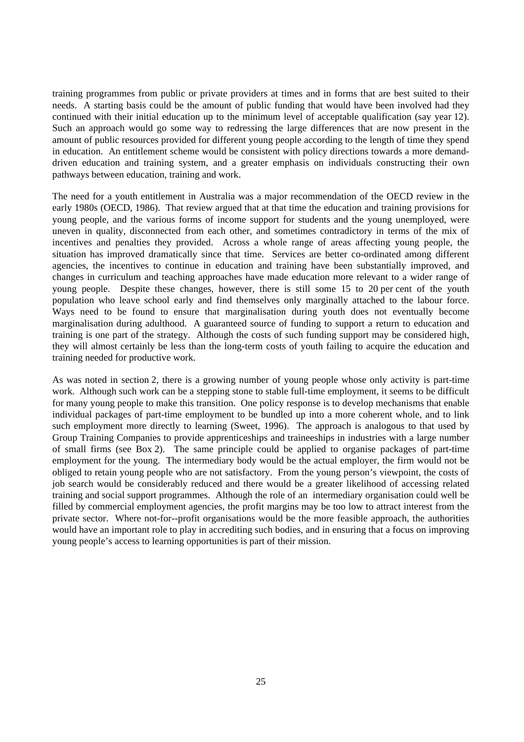training programmes from public or private providers at times and in forms that are best suited to their needs. A starting basis could be the amount of public funding that would have been involved had they continued with their initial education up to the minimum level of acceptable qualification (say year 12). Such an approach would go some way to redressing the large differences that are now present in the amount of public resources provided for different young people according to the length of time they spend in education. An entitlement scheme would be consistent with policy directions towards a more demand-driven education and training system, and a greater emphasis on individuals constructing their own pathways between education, training and work.

The need for a youth entitlement in Australia was a major recommendation of the OECD review in the early 1980s (OECD, 1986). That review argued that at that time the education and training provisions for young people, and the various forms of income support for students and the young unemployed, were uneven in quality, disconnected from each other, and sometimes contradictory in terms of the mix of incentives and penalties they provided. Across a whole range of areas affecting young people, the situation has improved dramatically since that time. Services are better co-ordinated among different agencies, the incentives to continue in education and training have been substantially improved, and changes in curriculum and teaching approaches have made education more relevant to a wider range of young people. Despite these changes, however, there is still some 15 to 20 per cent of the youth population who leave school early and find themselves only marginally attached to the labour force. Ways need to be found to ensure that marginalisation during youth does not eventually become marginalisation during adulthood. A guaranteed source of funding to support a return to education and training is one part of the strategy. Although the costs of such funding support may be considered high, they will almost certainly be less than the long-term costs of youth failing to acquire the education and training needed for productive work.

As was noted in section 2, there is a growing number of young people whose only activity is part-time work. Although such work can be a stepping stone to stable full-time employment, it seems to be difficult for many young people to make this transition. One policy response is to develop mechanisms that enable individual packages of part-time employment to be bundled up into a more coherent whole, and to link such employment more directly to learning (Sweet, 1996). The approach is analogous to that used by Group Training Companies to provide apprenticeships and traineeships in industries with a large number of small firms (see Box 2). The same principle could be applied to organise packages of part-time employment for the young. The intermediary body would be the actual employer, the firm would not be obliged to retain young people who are not satisfactory. From the young person's viewpoint, the costs of job search would be considerably reduced and there would be a greater likelihood of accessing related training and social support programmes. Although the role of an intermediary organisation could well be filled by commercial employment agencies, the profit margins may be too low to attract interest from the private sector. Where not-for--profit organisations would be the more feasible approach, the authorities would have an important role to play in accrediting such bodies, and in ensuring that a focus on improving young people's access to learning opportunities is part of their mission.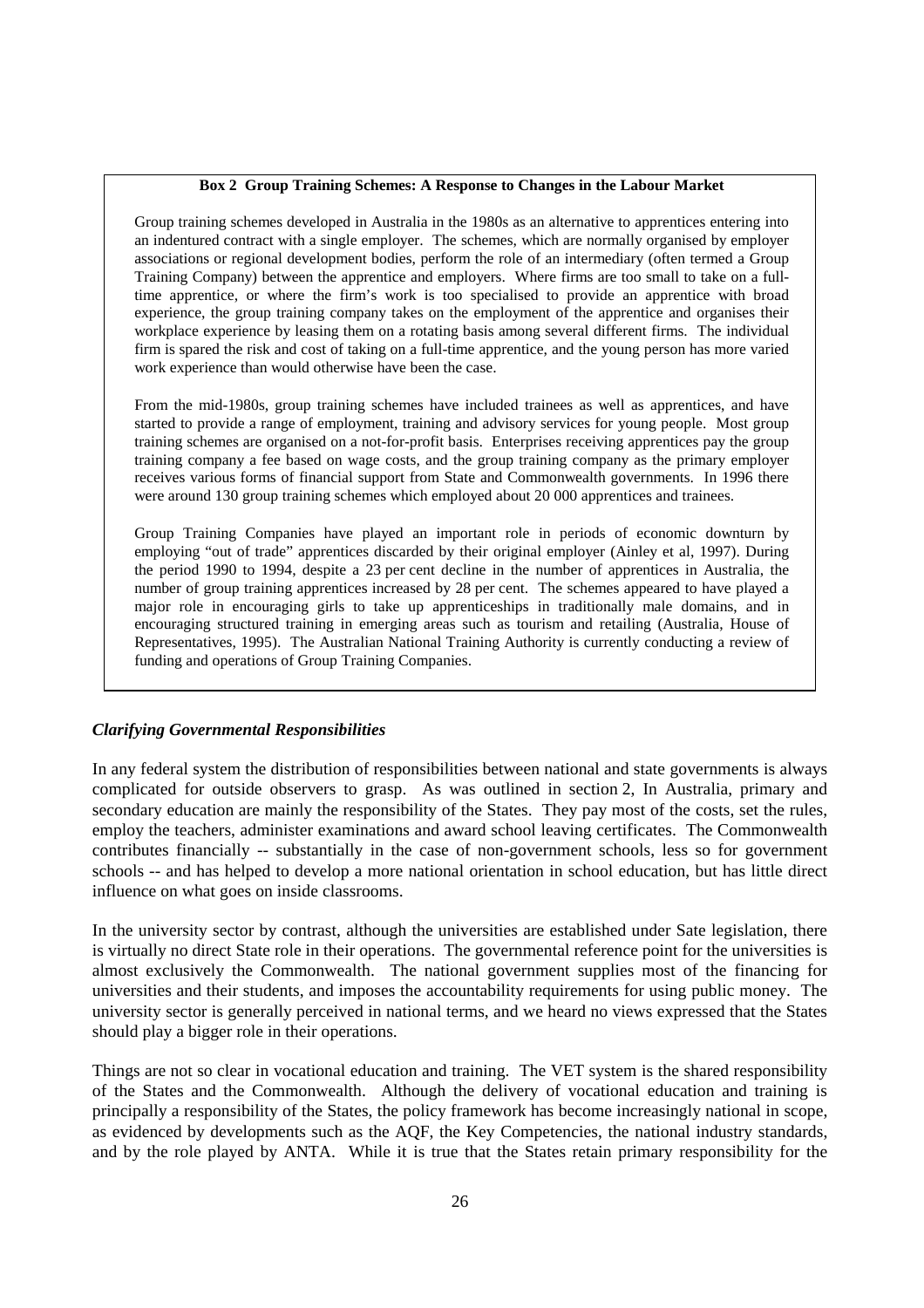**Box 2 Group Training Schemes: A Response to Changes in the Labour Market**

Group training schemes developed in Australia in the 1980s as an alternative to apprentices entering into an indentured contract with a single employer. The schemes, which are normally organised by employer associations or regional development bodies, perform the role of an intermediary (often termed a Group Training Company) between the apprentice and employers. Where firms are too small to take on a full-time apprentice, or where the firm's work is too specialised to provide an apprentice with broad experience, the group training company takes on the employment of the apprentice and organises their workplace experience by leasing them on a rotating basis among several different firms. The individual firm is spared the risk and cost of taking on a full-time apprentice, and the young person has more varied work experience than would otherwise have been the case.

From the mid-1980s, group training schemes have included trainees as well as apprentices, and have started to provide a range of employment, training and advisory services for young people. Most group training schemes are organised on a not-for-profit basis. Enterprises receiving apprentices pay the group training company a fee based on wage costs, and the group training company as the primary employer receives various forms of financial support from State and Commonwealth governments. In 1996 there were around 130 group training schemes which employed about 20 000 apprentices and trainees.

Group Training Companies have played an important role in periods of economic downturn by employing "out of trade" apprentices discarded by their original employer (Ainley et al, 1997). During the period 1990 to 1994, despite a 23 per cent decline in the number of apprentices in Australia, the number of group training apprentices increased by 28 per cent. The schemes appeared to have played a major role in encouraging girls to take up apprenticeships in traditionally male domains, and in encouraging structured training in emerging areas such as tourism and retailing (Australia, House of Representatives, 1995). The Australian National Training Authority is currently conducting a review of funding and operations of Group Training Companies.

### *Clarifying Governmental Responsibilities*

In any federal system the distribution of responsibilities between national and state governments is always complicated for outside observers to grasp. As was outlined in section 2, In Australia, primary and secondary education are mainly the responsibility of the States. They pay most of the costs, set the rules, employ the teachers, administer examinations and award school leaving certificates. The Commonwealth contributes financially -- substantially in the case of non-government schools, less so for government schools -- and has helped to develop a more national orientation in school education, but has little direct influence on what goes on inside classrooms.

In the university sector by contrast, although the universities are established under Sate legislation, there is virtually no direct State role in their operations. The governmental reference point for the universities is almost exclusively the Commonwealth. The national government supplies most of the financing for universities and their students, and imposes the accountability requirements for using public money. The university sector is generally perceived in national terms, and we heard no views expressed that the States should play a bigger role in their operations.

Things are not so clear in vocational education and training. The VET system is the shared responsibility of the States and the Commonwealth. Although the delivery of vocational education and training is principally a responsibility of the States, the policy framework has become increasingly national in scope, as evidenced by developments such as the AQF, the Key Competencies, the national industry standards, and by the role played by ANTA. While it is true that the States retain primary responsibility for the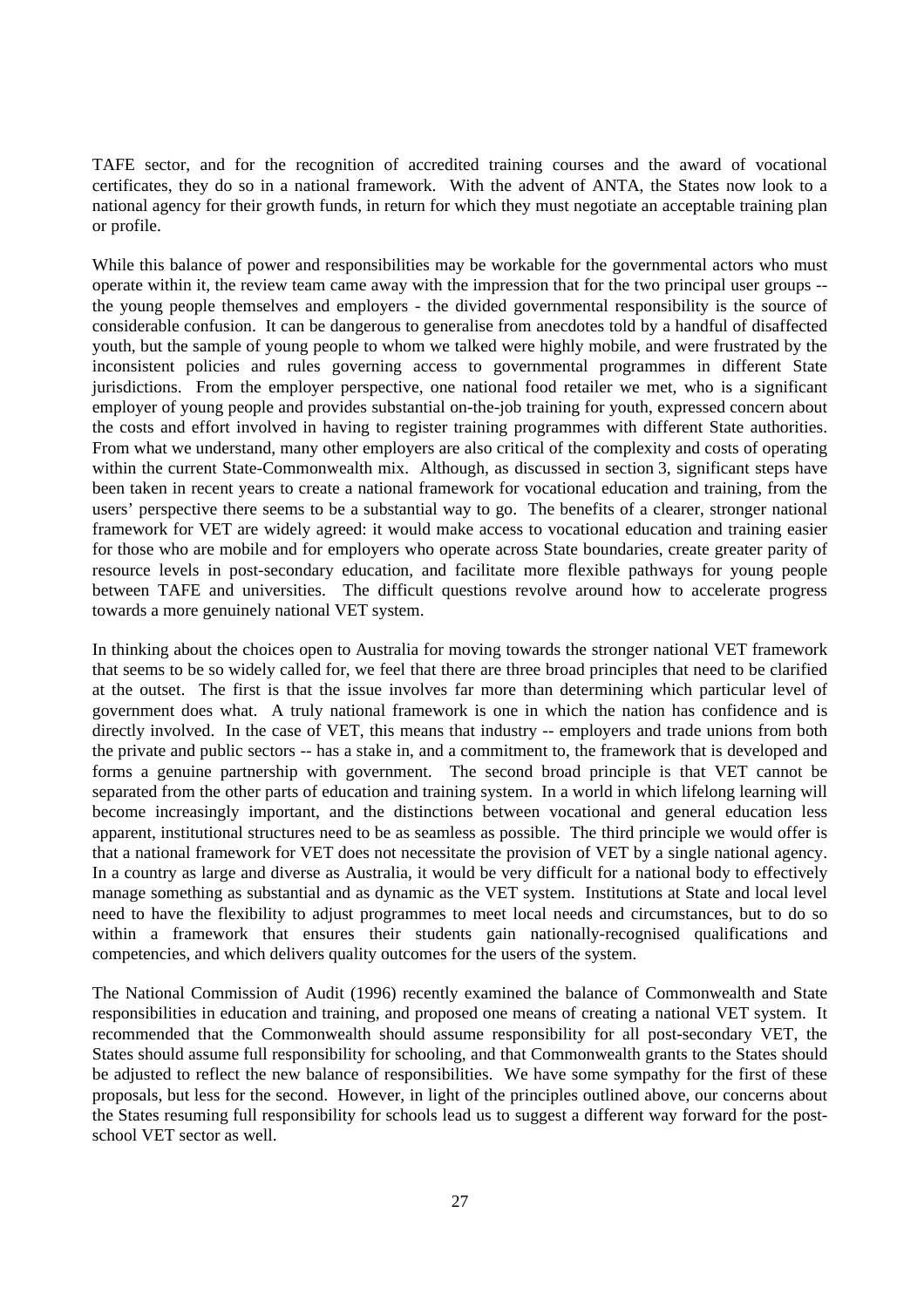TAFE sector, and for the recognition of accredited training courses and the award of vocational certificates, they do so in a national framework. With the advent of ANTA, the States now look to a national agency for their growth funds, in return for which they must negotiate an acceptable training plan or profile.

While this balance of power and responsibilities may be workable for the governmental actors who must operate within it, the review team came away with the impression that for the two principal user groups -- the young people themselves and employers - the divided governmental responsibility is the source of considerable confusion. It can be dangerous to generalise from anecdotes told by a handful of disaffected youth, but the sample of young people to whom we talked were highly mobile, and were frustrated by the inconsistent policies and rules governing access to governmental programmes in different State jurisdictions. From the employer perspective, one national food retailer we met, who is a significant employer of young people and provides substantial on-the-job training for youth, expressed concern about the costs and effort involved in having to register training programmes with different State authorities. From what we understand, many other employers are also critical of the complexity and costs of operating within the current State-Commonwealth mix. Although, as discussed in section 3, significant steps have been taken in recent years to create a national framework for vocational education and training, from the users' perspective there seems to be a substantial way to go. The benefits of a clearer, stronger national framework for VET are widely agreed: it would make access to vocational education and training easier for those who are mobile and for employers who operate across State boundaries, create greater parity of resource levels in post-secondary education, and facilitate more flexible pathways for young people between TAFE and universities. The difficult questions revolve around how to accelerate progress towards a more genuinely national VET system.

In thinking about the choices open to Australia for moving towards the stronger national VET framework that seems to be so widely called for, we feel that there are three broad principles that need to be clarified at the outset. The first is that the issue involves far more than determining which particular level of government does what. A truly national framework is one in which the nation has confidence and is directly involved. In the case of VET, this means that industry -- employers and trade unions from both the private and public sectors -- has a stake in, and a commitment to, the framework that is developed and forms a genuine partnership with government. The second broad principle is that VET cannot be separated from the other parts of education and training system. In a world in which lifelong learning will become increasingly important, and the distinctions between vocational and general education less apparent, institutional structures need to be as seamless as possible. The third principle we would offer is that a national framework for VET does not necessitate the provision of VET by a single national agency. In a country as large and diverse as Australia, it would be very difficult for a national body to effectively manage something as substantial and as dynamic as the VET system. Institutions at State and local level need to have the flexibility to adjust programmes to meet local needs and circumstances, but to do so within a framework that ensures their students gain nationally-recognised qualifications and competencies, and which delivers quality outcomes for the users of the system.

The National Commission of Audit (1996) recently examined the balance of Commonwealth and State responsibilities in education and training, and proposed one means of creating a national VET system. It recommended that the Commonwealth should assume responsibility for all post-secondary VET, the States should assume full responsibility for schooling, and that Commonwealth grants to the States should be adjusted to reflect the new balance of responsibilities. We have some sympathy for the first of these proposals, but less for the second. However, in light of the principles outlined above, our concerns about the States resuming full responsibility for schools lead us to suggest a different way forward for the post-school VET sector as well.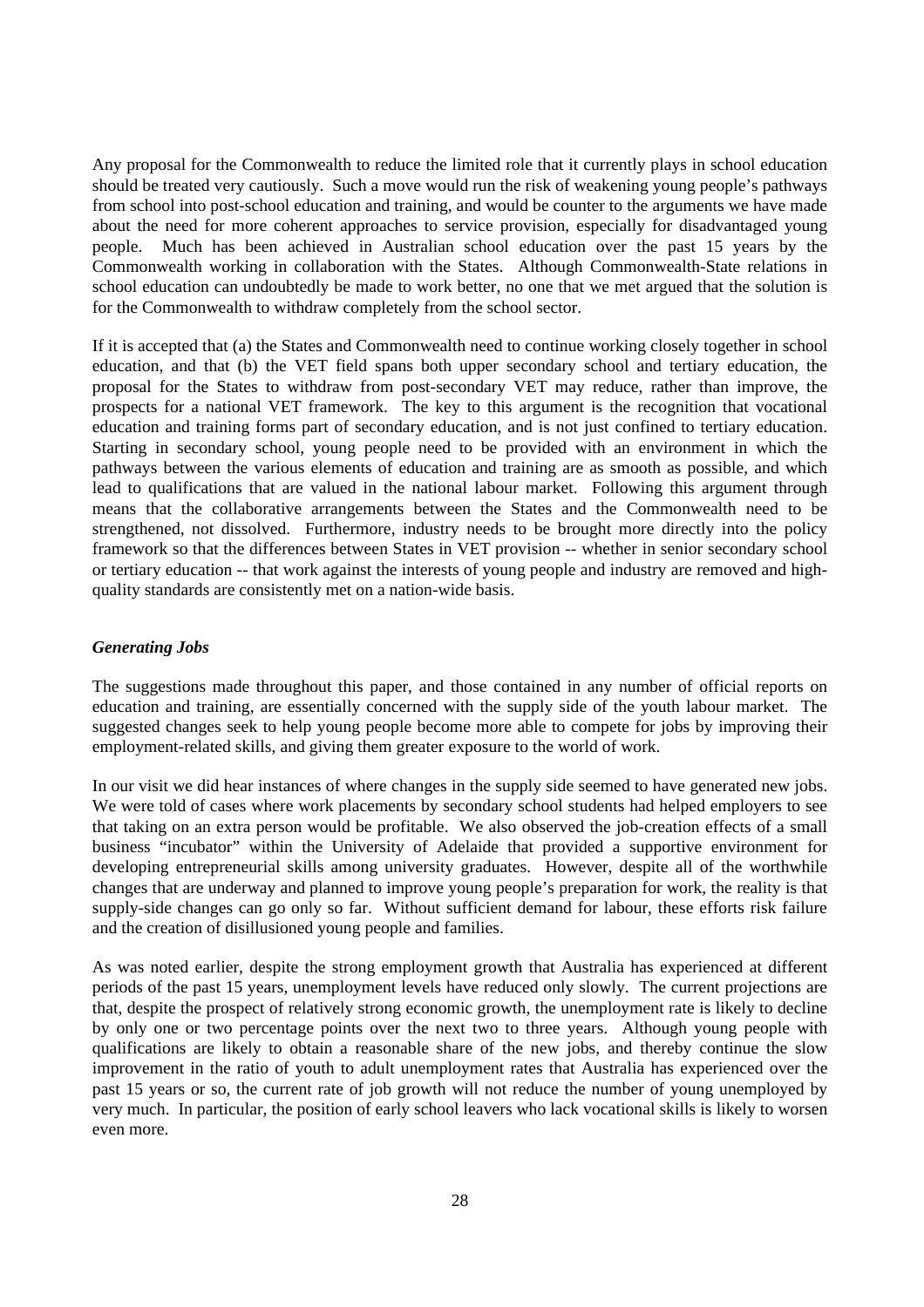Any proposal for the Commonwealth to reduce the limited role that it currently plays in school education should be treated very cautiously. Such a move would run the risk of weakening young people's pathways from school into post-school education and training, and would be counter to the arguments we have made about the need for more coherent approaches to service provision, especially for disadvantaged young people. Much has been achieved in Australian school education over the past 15 years by the Commonwealth working in collaboration with the States. Although Commonwealth-State relations in school education can undoubtedly be made to work better, no one that we met argued that the solution is for the Commonwealth to withdraw completely from the school sector.

If it is accepted that (a) the States and Commonwealth need to continue working closely together in school education, and that (b) the VET field spans both upper secondary school and tertiary education, the proposal for the States to withdraw from post-secondary VET may reduce, rather than improve, the prospects for a national VET framework. The key to this argument is the recognition that vocational education and training forms part of secondary education, and is not just confined to tertiary education. Starting in secondary school, young people need to be provided with an environment in which the pathways between the various elements of education and training are as smooth as possible, and which lead to qualifications that are valued in the national labour market. Following this argument through means that the collaborative arrangements between the States and the Commonwealth need to be strengthened, not dissolved. Furthermore, industry needs to be brought more directly into the policy framework so that the differences between States in VET provision -- whether in senior secondary school or tertiary education -- that work against the interests of young people and industry are removed and high-quality standards are consistently met on a nation-wide basis.

### *Generating Jobs*

The suggestions made throughout this paper, and those contained in any number of official reports on education and training, are essentially concerned with the supply side of the youth labour market. The suggested changes seek to help young people become more able to compete for jobs by improving their employment-related skills, and giving them greater exposure to the world of work.

In our visit we did hear instances of where changes in the supply side seemed to have generated new jobs. We were told of cases where work placements by secondary school students had helped employers to see that taking on an extra person would be profitable. We also observed the job-creation effects of a small business "incubator" within the University of Adelaide that provided a supportive environment for developing entrepreneurial skills among university graduates. However, despite all of the worthwhile changes that are underway and planned to improve young people's preparation for work, the reality is that supply-side changes can go only so far. Without sufficient demand for labour, these efforts risk failure and the creation of disillusioned young people and families.

As was noted earlier, despite the strong employment growth that Australia has experienced at different periods of the past 15 years, unemployment levels have reduced only slowly. The current projections are that, despite the prospect of relatively strong economic growth, the unemployment rate is likely to decline by only one or two percentage points over the next two to three years. Although young people with qualifications are likely to obtain a reasonable share of the new jobs, and thereby continue the slow improvement in the ratio of youth to adult unemployment rates that Australia has experienced over the past 15 years or so, the current rate of job growth will not reduce the number of young unemployed by very much. In particular, the position of early school leavers who lack vocational skills is likely to worsen even more.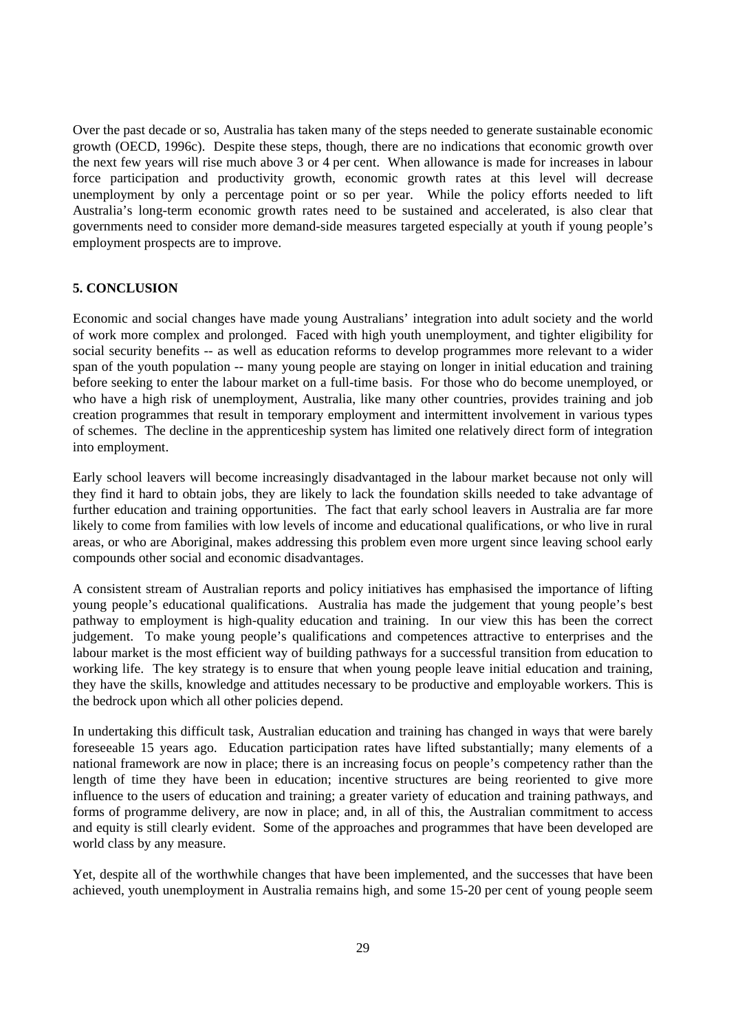Over the past decade or so, Australia has taken many of the steps needed to generate sustainable economic growth (OECD, 1996c). Despite these steps, though, there are no indications that economic growth over the next few years will rise much above 3 or 4 per cent. When allowance is made for increases in labour force participation and productivity growth, economic growth rates at this level will decrease unemployment by only a percentage point or so per year. While the policy efforts needed to lift Australia's long-term economic growth rates need to be sustained and accelerated, is also clear that governments need to consider more demand-side measures targeted especially at youth if young people's employment prospects are to improve.

## 5. CONCLUSION

Economic and social changes have made young Australians' integration into adult society and the world of work more complex and prolonged. Faced with high youth unemployment, and tighter eligibility for social security benefits -- as well as education reforms to develop programmes more relevant to a wider span of the youth population -- many young people are staying on longer in initial education and training before seeking to enter the labour market on a full-time basis. For those who do become unemployed, or who have a high risk of unemployment, Australia, like many other countries, provides training and job creation programmes that result in temporary employment and intermittent involvement in various types of schemes. The decline in the apprenticeship system has limited one relatively direct form of integration into employment.

Early school leavers will become increasingly disadvantaged in the labour market because not only will they find it hard to obtain jobs, they are likely to lack the foundation skills needed to take advantage of further education and training opportunities. The fact that early school leavers in Australia are far more likely to come from families with low levels of income and educational qualifications, or who live in rural areas, or who are Aboriginal, makes addressing this problem even more urgent since leaving school early compounds other social and economic disadvantages.

A consistent stream of Australian reports and policy initiatives has emphasised the importance of lifting young people's educational qualifications. Australia has made the judgement that young people's best pathway to employment is high-quality education and training. In our view this has been the correct judgement. To make young people's qualifications and competences attractive to enterprises and the labour market is the most efficient way of building pathways for a successful transition from education to working life. The key strategy is to ensure that when young people leave initial education and training, they have the skills, knowledge and attitudes necessary to be productive and employable workers. This is the bedrock upon which all other policies depend.

In undertaking this difficult task, Australian education and training has changed in ways that were barely foreseeable 15 years ago. Education participation rates have lifted substantially; many elements of a national framework are now in place; there is an increasing focus on people's competency rather than the length of time they have been in education; incentive structures are being reoriented to give more influence to the users of education and training; a greater variety of education and training pathways, and forms of programme delivery, are now in place; and, in all of this, the Australian commitment to access and equity is still clearly evident. Some of the approaches and programmes that have been developed are world class by any measure.

Yet, despite all of the worthwhile changes that have been implemented, and the successes that have been achieved, youth unemployment in Australia remains high, and some 15-20 per cent of young people seem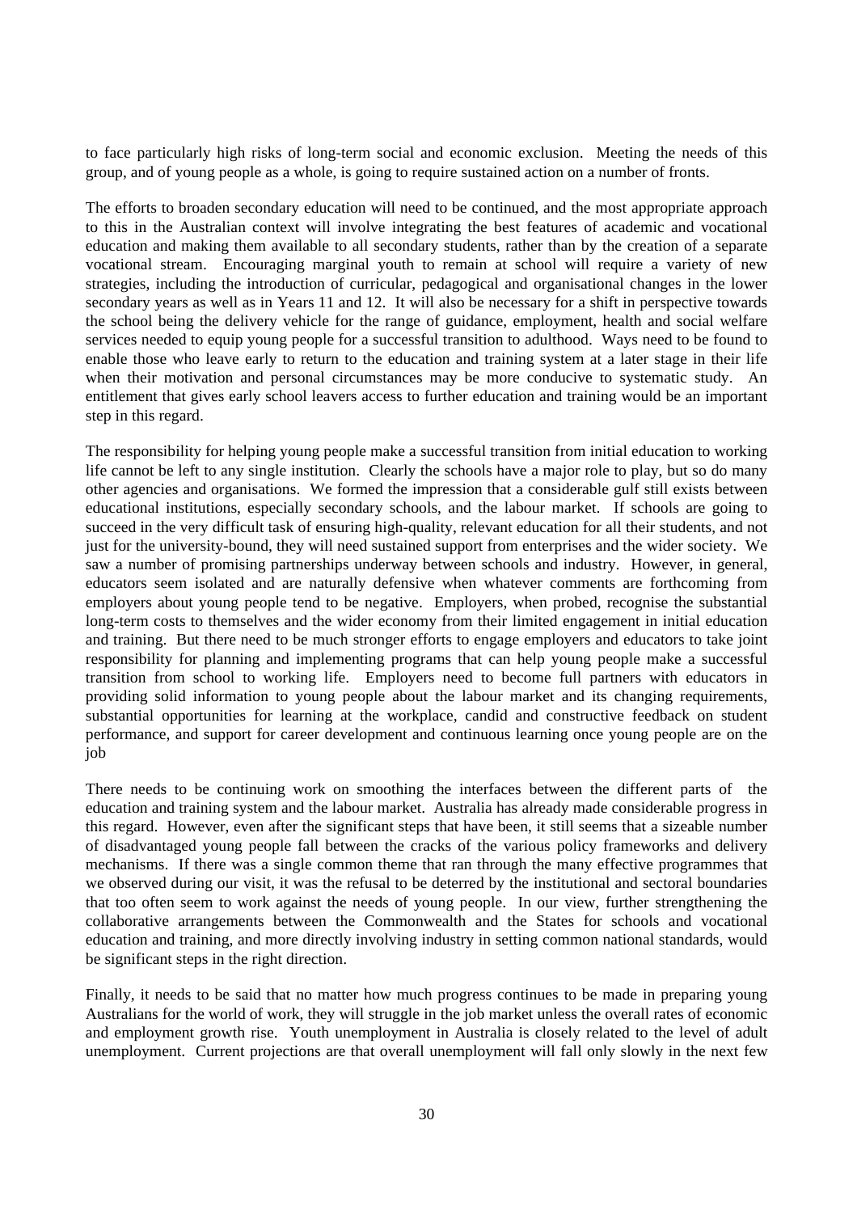to face particularly high risks of long-term social and economic exclusion. Meeting the needs of this group, and of young people as a whole, is going to require sustained action on a number of fronts.

The efforts to broaden secondary education will need to be continued, and the most appropriate approach to this in the Australian context will involve integrating the best features of academic and vocational education and making them available to all secondary students, rather than by the creation of a separate vocational stream. Encouraging marginal youth to remain at school will require a variety of new strategies, including the introduction of curricular, pedagogical and organisational changes in the lower secondary years as well as in Years 11 and 12. It will also be necessary for a shift in perspective towards the school being the delivery vehicle for the range of guidance, employment, health and social welfare services needed to equip young people for a successful transition to adulthood. Ways need to be found to enable those who leave early to return to the education and training system at a later stage in their life when their motivation and personal circumstances may be more conducive to systematic study. An entitlement that gives early school leavers access to further education and training would be an important step in this regard.

The responsibility for helping young people make a successful transition from initial education to working life cannot be left to any single institution. Clearly the schools have a major role to play, but so do many other agencies and organisations. We formed the impression that a considerable gulf still exists between educational institutions, especially secondary schools, and the labour market. If schools are going to succeed in the very difficult task of ensuring high-quality, relevant education for all their students, and not just for the university-bound, they will need sustained support from enterprises and the wider society. We saw a number of promising partnerships underway between schools and industry. However, in general, educators seem isolated and are naturally defensive when whatever comments are forthcoming from employers about young people tend to be negative. Employers, when probed, recognise the substantial long-term costs to themselves and the wider economy from their limited engagement in initial education and training. But there need to be much stronger efforts to engage employers and educators to take joint responsibility for planning and implementing programs that can help young people make a successful transition from school to working life. Employers need to become full partners with educators in providing solid information to young people about the labour market and its changing requirements, substantial opportunities for learning at the workplace, candid and constructive feedback on student performance, and support for career development and continuous learning once young people are on the job

There needs to be continuing work on smoothing the interfaces between the different parts of the education and training system and the labour market. Australia has already made considerable progress in this regard. However, even after the significant steps that have been, it still seems that a sizeable number of disadvantaged young people fall between the cracks of the various policy frameworks and delivery mechanisms. If there was a single common theme that ran through the many effective programmes that we observed during our visit, it was the refusal to be deterred by the institutional and sectoral boundaries that too often seem to work against the needs of young people. In our view, further strengthening the collaborative arrangements between the Commonwealth and the States for schools and vocational education and training, and more directly involving industry in setting common national standards, would be significant steps in the right direction.

Finally, it needs to be said that no matter how much progress continues to be made in preparing young Australians for the world of work, they will struggle in the job market unless the overall rates of economic and employment growth rise. Youth unemployment in Australia is closely related to the level of adult unemployment. Current projections are that overall unemployment will fall only slowly in the next few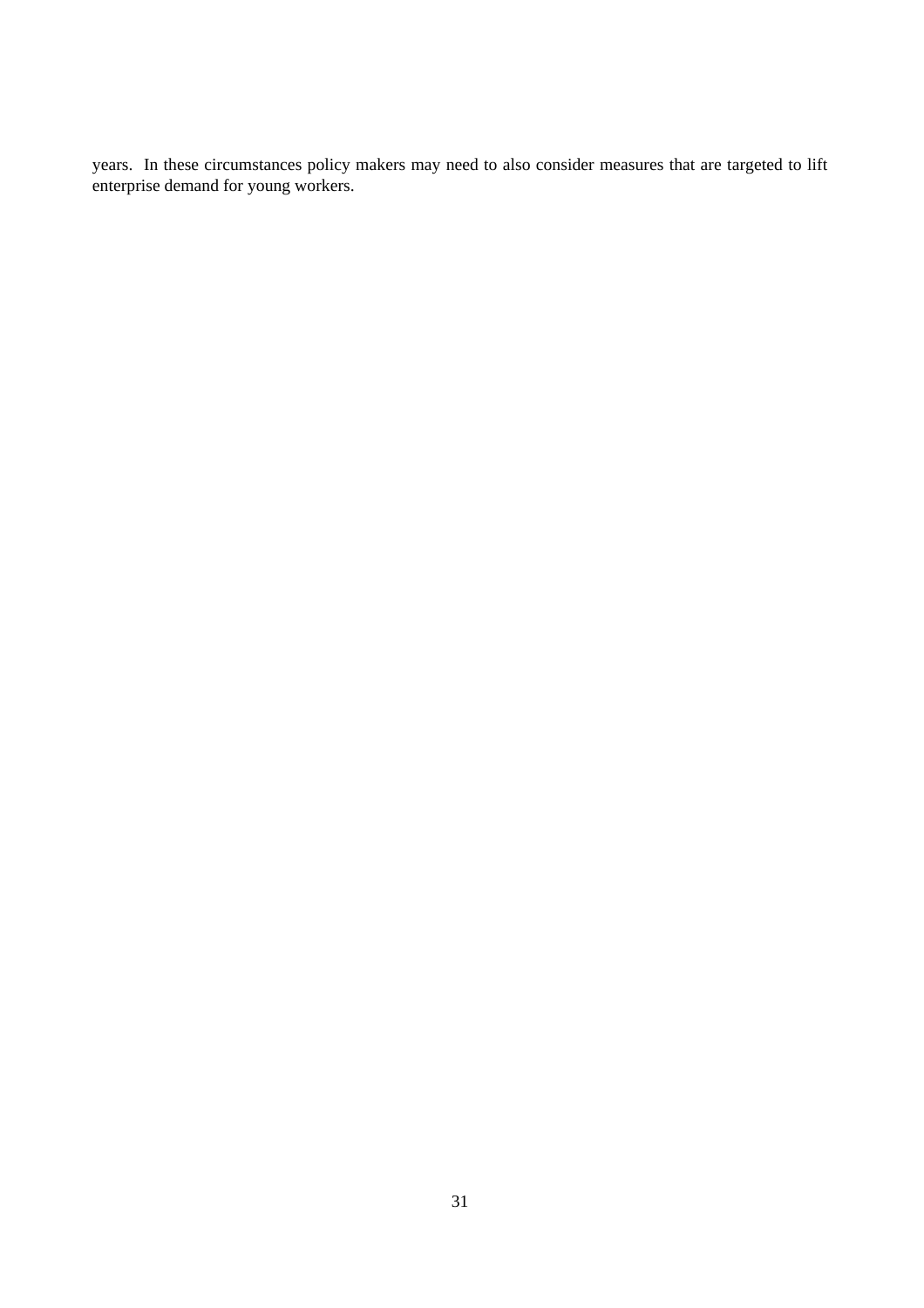years. In these circumstances policy makers may need to also consider measures that are targeted to lift enterprise demand for young workers.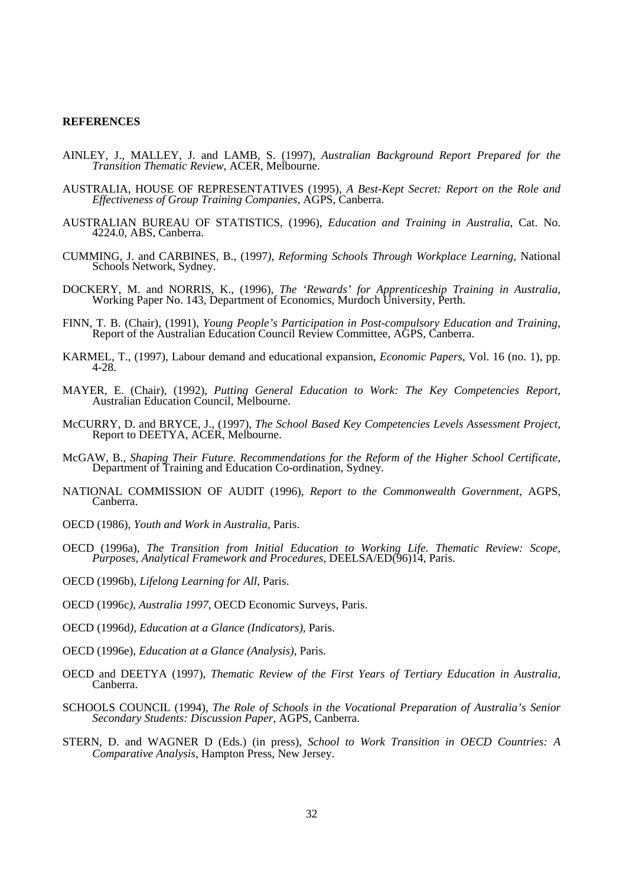**REFERENCES**

AINLEY, J., MALLEY, J. and LAMB, S. (1997), *Australian Background Report Prepared for the Transition Thematic Review*, ACER, Melbourne.

AUSTRALIA, HOUSE OF REPRESENTATIVES (1995), *A Best-Kept Secret: Report on the Role and Effectiveness of Group Training Companies*, AGPS, Canberra.

AUSTRALIAN BUREAU OF STATISTICS, (1996), *Education and Training in Australia*, Cat. No. 4224.0, ABS, Canberra.

CUMMING, J. and CARBINES, B., (1997), *Reforming Schools Through Workplace Learning*, National Schools Network, Sydney.

DOCKERY, M. and NORRIS, K., (1996), *The 'Rewards' for Apprenticeship Training in Australia*, Working Paper No. 143, Department of Economics, Murdoch University, Perth.

FINN, T. B. (Chair), (1991), *Young People's Participation in Post-compulsory Education and Training*, Report of the Australian Education Council Review Committee, AGPS, Canberra.

KARMEL, T., (1997), Labour demand and educational expansion, *Economic Papers*, Vol. 16 (no. 1), pp. 4-28.

MAYER, E. (Chair), (1992), *Putting General Education to Work: The Key Competencies Report*, Australian Education Council, Melbourne.

McCURRY, D. and BRYCE, J., (1997), *The School Based Key Competencies Levels Assessment Project*, Report to DEETYA, ACER, Melbourne.

McGAW, B., *Shaping Their Future. Recommendations for the Reform of the Higher School Certificate*, Department of Training and Education Co-ordination, Sydney.

NATIONAL COMMISSION OF AUDIT (1996), *Report to the Commonwealth Government*, AGPS, Canberra.

OECD (1986), *Youth and Work in Australia*, Paris.

OECD (1996a), *The Transition from Initial Education to Working Life. Thematic Review: Scope, Purposes, Analytical Framework and Procedures*, DEELSA/ED(96)14, Paris.

OECD (1996b), *Lifelong Learning for All*, Paris.

OECD (1996c), *Australia 1997*, OECD Economic Surveys, Paris.

OECD (1996d), *Education at a Glance (Indicators)*, Paris.

OECD (1996e), *Education at a Glance (Analysis)*, Paris.

OECD and DEETYA (1997), *Thematic Review of the First Years of Tertiary Education in Australia*, Canberra.

SCHOOLS COUNCIL (1994), *The Role of Schools in the Vocational Preparation of Australia's Senior Secondary Students: Discussion Paper*, AGPS, Canberra.

STERN, D. and WAGNER D (Eds.) (in press), *School to Work Transition in OECD Countries: A Comparative Analysis*, Hampton Press, New Jersey.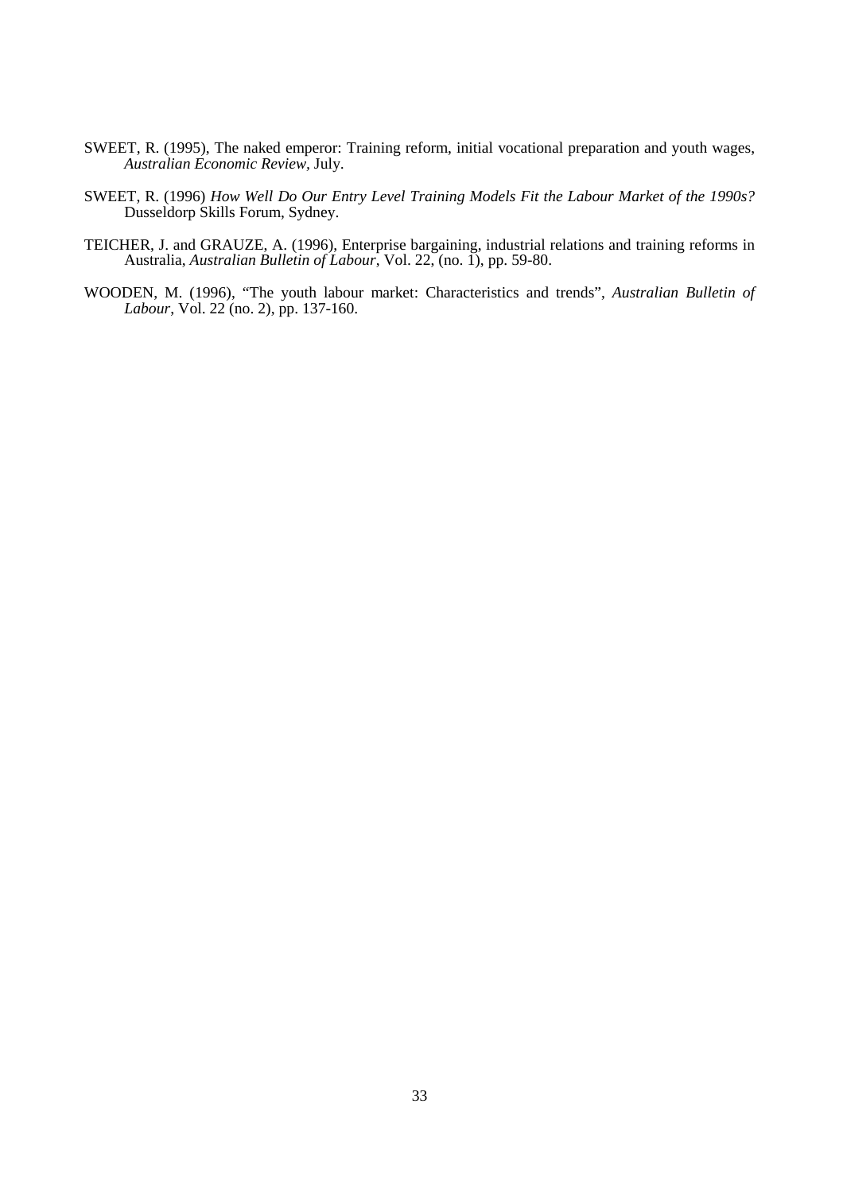SWEET, R. (1995), The naked emperor: Training reform, initial vocational preparation and youth wages, *Australian Economic Review*, July.

SWEET, R. (1996) *How Well Do Our Entry Level Training Models Fit the Labour Market of the 1990s?* Dusseldorp Skills Forum, Sydney.

TEICHER, J. and GRAUZE, A. (1996), Enterprise bargaining, industrial relations and training reforms in Australia, *Australian Bulletin of Labour*, Vol. 22, (no. 1), pp. 59-80.

WOODEN, M. (1996), "The youth labour market: Characteristics and trends", *Australian Bulletin of Labour*, Vol. 22 (no. 2), pp. 137-160.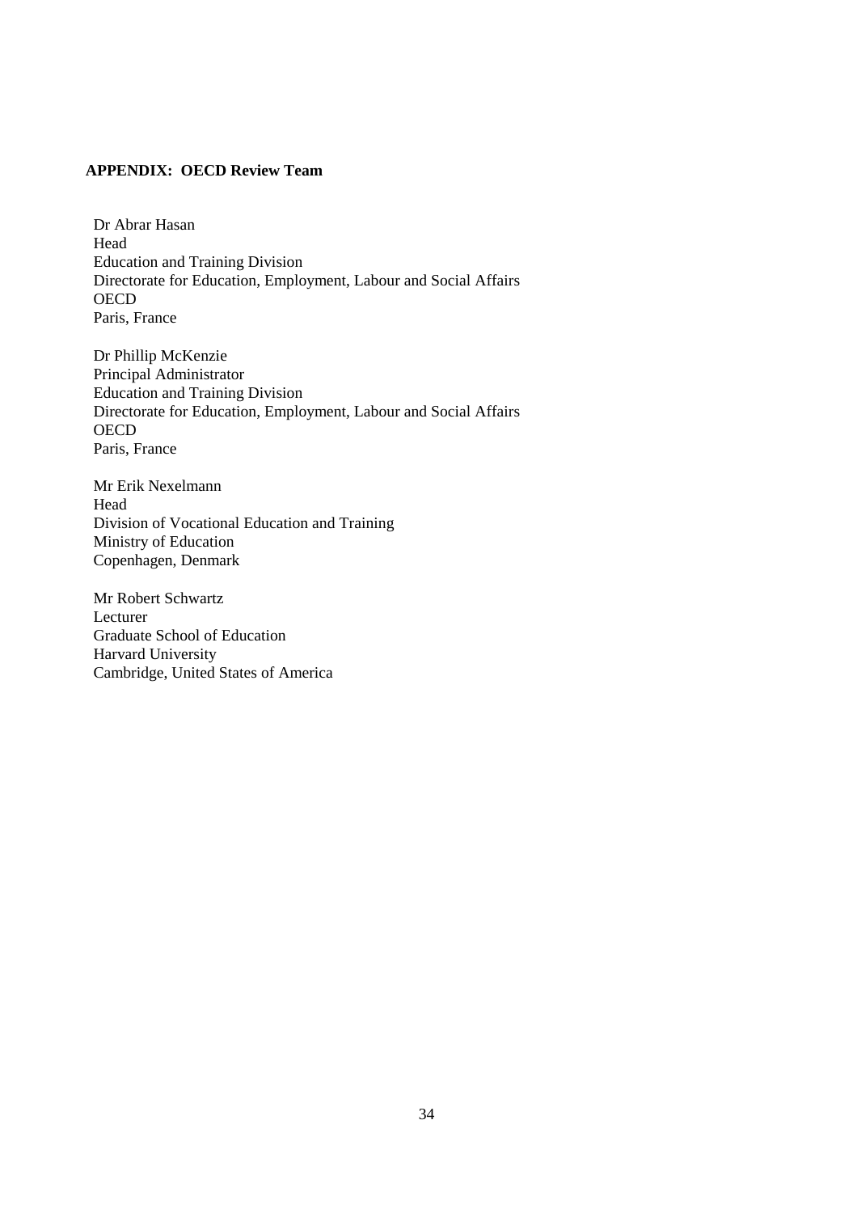## APPENDIX: OECD Review Team

Dr Abrar Hasan
Head
Education and Training Division
Directorate for Education, Employment, Labour and Social Affairs
OECD
Paris, France

Dr Phillip McKenzie
Principal Administrator
Education and Training Division
Directorate for Education, Employment, Labour and Social Affairs
OECD
Paris, France

Mr Erik Nexelmann
Head
Division of Vocational Education and Training
Ministry of Education
Copenhagen, Denmark

Mr Robert Schwartz
Lecturer
Graduate School of Education
Harvard University
Cambridge, United States of America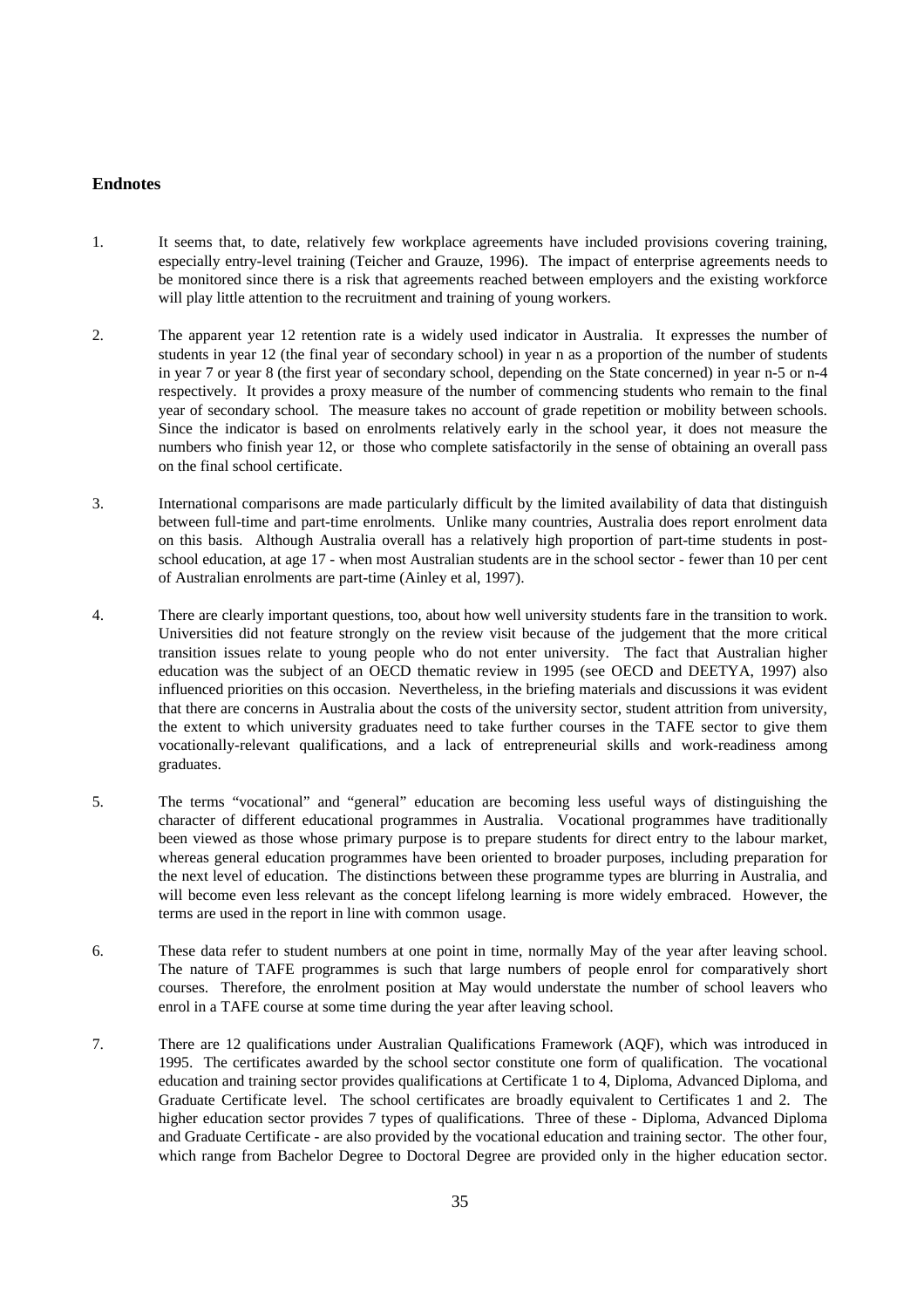## Endnotes

1. It seems that, to date, relatively few workplace agreements have included provisions covering training, especially entry-level training (Teicher and Grauze, 1996). The impact of enterprise agreements needs to be monitored since there is a risk that agreements reached between employers and the existing workforce will play little attention to the recruitment and training of young workers.

2. The apparent year 12 retention rate is a widely used indicator in Australia. It expresses the number of students in year 12 (the final year of secondary school) in year n as a proportion of the number of students in year 7 or year 8 (the first year of secondary school, depending on the State concerned) in year n-5 or n-4 respectively. It provides a proxy measure of the number of commencing students who remain to the final year of secondary school. The measure takes no account of grade repetition or mobility between schools. Since the indicator is based on enrolments relatively early in the school year, it does not measure the numbers who finish year 12, or those who complete satisfactorily in the sense of obtaining an overall pass on the final school certificate.

3. International comparisons are made particularly difficult by the limited availability of data that distinguish between full-time and part-time enrolments. Unlike many countries, Australia does report enrolment data on this basis. Although Australia overall has a relatively high proportion of part-time students in post-school education, at age 17 - when most Australian students are in the school sector - fewer than 10 per cent of Australian enrolments are part-time (Ainley et al, 1997).

4. There are clearly important questions, too, about how well university students fare in the transition to work. Universities did not feature strongly on the review visit because of the judgement that the more critical transition issues relate to young people who do not enter university. The fact that Australian higher education was the subject of an OECD thematic review in 1995 (see OECD and DEETYA, 1997) also influenced priorities on this occasion. Nevertheless, in the briefing materials and discussions it was evident that there are concerns in Australia about the costs of the university sector, student attrition from university, the extent to which university graduates need to take further courses in the TAFE sector to give them vocationally-relevant qualifications, and a lack of entrepreneurial skills and work-readiness among graduates.

5. The terms "vocational" and "general" education are becoming less useful ways of distinguishing the character of different educational programmes in Australia. Vocational programmes have traditionally been viewed as those whose primary purpose is to prepare students for direct entry to the labour market, whereas general education programmes have been oriented to broader purposes, including preparation for the next level of education. The distinctions between these programme types are blurring in Australia, and will become even less relevant as the concept lifelong learning is more widely embraced. However, the terms are used in the report in line with common usage.

6. These data refer to student numbers at one point in time, normally May of the year after leaving school. The nature of TAFE programmes is such that large numbers of people enrol for comparatively short courses. Therefore, the enrolment position at May would understate the number of school leavers who enrol in a TAFE course at some time during the year after leaving school.

7. There are 12 qualifications under Australian Qualifications Framework (AQF), which was introduced in 1995. The certificates awarded by the school sector constitute one form of qualification. The vocational education and training sector provides qualifications at Certificate 1 to 4, Diploma, Advanced Diploma, and Graduate Certificate level. The school certificates are broadly equivalent to Certificates 1 and 2. The higher education sector provides 7 types of qualifications. Three of these - Diploma, Advanced Diploma and Graduate Certificate - are also provided by the vocational education and training sector. The other four, which range from Bachelor Degree to Doctoral Degree are provided only in the higher education sector.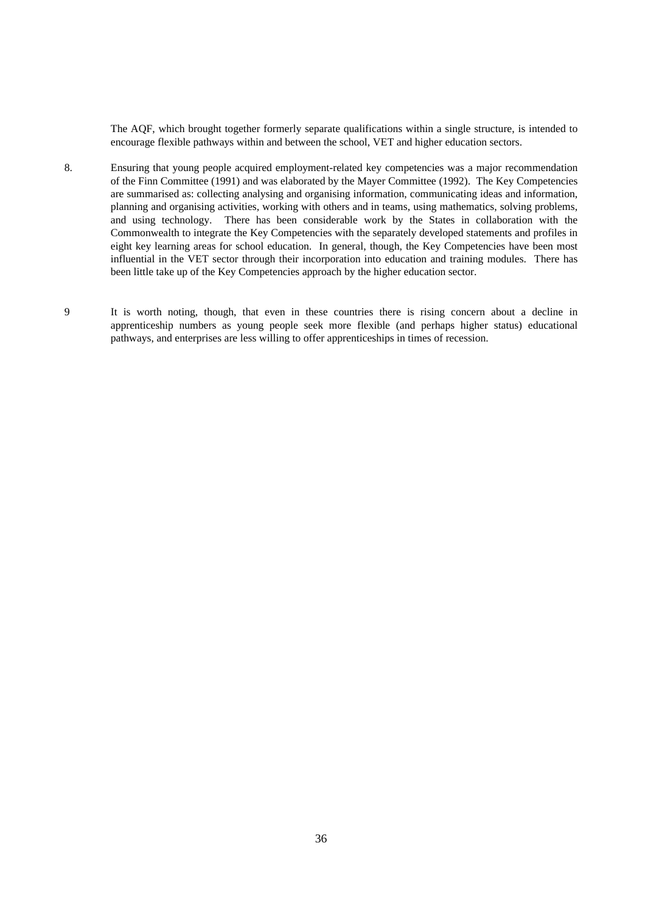The AQF, which brought together formerly separate qualifications within a single structure, is intended to encourage flexible pathways within and between the school, VET and higher education sectors.

8. Ensuring that young people acquired employment-related key competencies was a major recommendation of the Finn Committee (1991) and was elaborated by the Mayer Committee (1992). The Key Competencies are summarised as: collecting analysing and organising information, communicating ideas and information, planning and organising activities, working with others and in teams, using mathematics, solving problems, and using technology. There has been considerable work by the States in collaboration with the Commonwealth to integrate the Key Competencies with the separately developed statements and profiles in eight key learning areas for school education. In general, though, the Key Competencies have been most influential in the VET sector through their incorporation into education and training modules. There has been little take up of the Key Competencies approach by the higher education sector.

9 It is worth noting, though, that even in these countries there is rising concern about a decline in apprenticeship numbers as young people seek more flexible (and perhaps higher status) educational pathways, and enterprises are less willing to offer apprenticeships in times of recession.